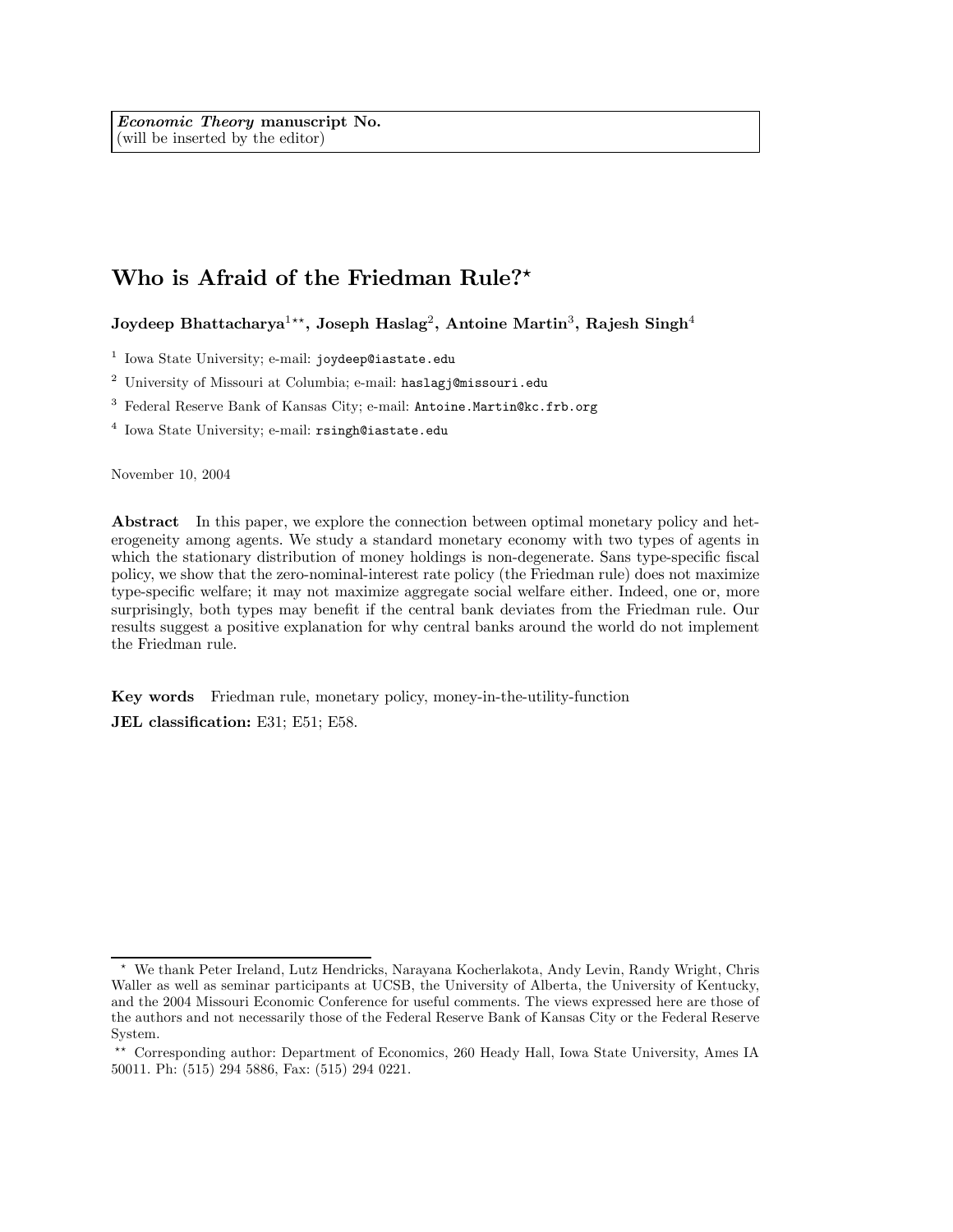*Economic Theory* **manuscript No.**
(will be inserted by the editor)

# Who is Afraid of the Friedman Rule?[⋆]

**Joydeep Bhattacharya[1⋆⋆], Joseph Haslag[2], Antoine Martin[3], Rajesh Singh[4]**

[1] Iowa State University; e-mail: joydeep@iastate.edu

[2] University of Missouri at Columbia; e-mail: haslagj@missouri.edu

[3] Federal Reserve Bank of Kansas City; e-mail: Antoine.Martin@kc.frb.org

[4] Iowa State University; e-mail: rsingh@iastate.edu

November 10, 2004

**Abstract** In this paper, we explore the connection between optimal monetary policy and heterogeneity among agents. We study a standard monetary economy with two types of agents in which the stationary distribution of money holdings is non-degenerate. Sans type-specific fiscal policy, we show that the zero-nominal-interest rate policy (the Friedman rule) does not maximize type-specific welfare; it may not maximize aggregate social welfare either. Indeed, one or, more surprisingly, both types may benefit if the central bank deviates from the Friedman rule. Our results suggest a positive explanation for why central banks around the world do not implement the Friedman rule.

**Key words** Friedman rule, monetary policy, money-in-the-utility-function

**JEL classification:** E31; E51; E58.

[⋆] We thank Peter Ireland, Lutz Hendricks, Narayana Kocherlakota, Andy Levin, Randy Wright, Chris Waller as well as seminar participants at UCSB, the University of Alberta, the University of Kentucky, and the 2004 Missouri Economic Conference for useful comments. The views expressed here are those of the authors and not necessarily those of the Federal Reserve Bank of Kansas City or the Federal Reserve System.

[⋆⋆] Corresponding author: Department of Economics, 260 Heady Hall, Iowa State University, Ames IA 50011. Ph: (515) 294 5886, Fax: (515) 294 0221.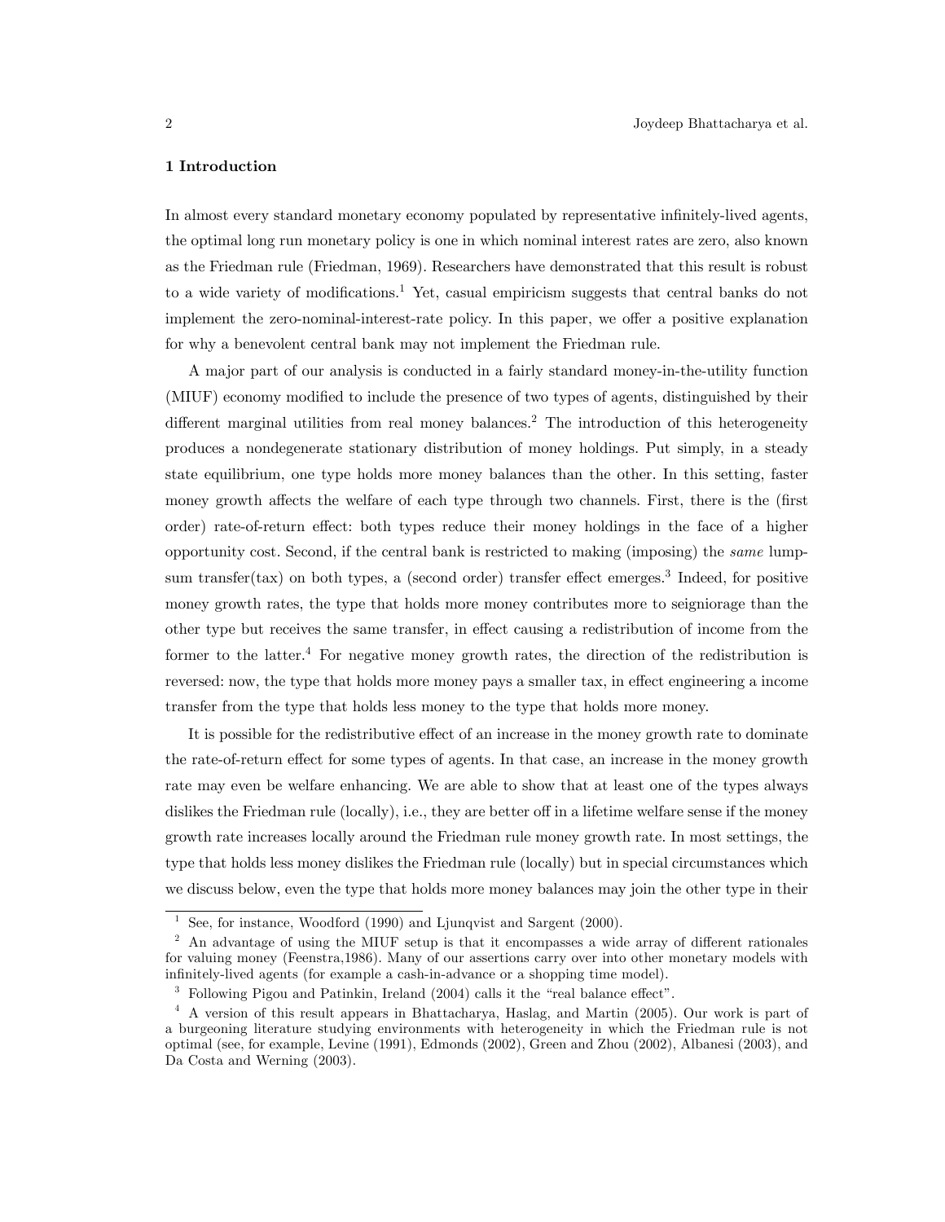## 1 Introduction

In almost every standard monetary economy populated by representative infinitely-lived agents, the optimal long run monetary policy is one in which nominal interest rates are zero, also known as the Friedman rule (Friedman, 1969). Researchers have demonstrated that this result is robust to a wide variety of modifications.[1] Yet, casual empiricism suggests that central banks do not implement the zero-nominal-interest-rate policy. In this paper, we offer a positive explanation for why a benevolent central bank may not implement the Friedman rule.

A major part of our analysis is conducted in a fairly standard money-in-the-utility function (MIUF) economy modified to include the presence of two types of agents, distinguished by their different marginal utilities from real money balances.[2] The introduction of this heterogeneity produces a nondegenerate stationary distribution of money holdings. Put simply, in a steady state equilibrium, one type holds more money balances than the other. In this setting, faster money growth affects the welfare of each type through two channels. First, there is the (first order) rate-of-return effect: both types reduce their money holdings in the face of a higher opportunity cost. Second, if the central bank is restricted to making (imposing) the *same* lump-sum transfer(tax) on both types, a (second order) transfer effect emerges.[3] Indeed, for positive money growth rates, the type that holds more money contributes more to seigniorage than the other type but receives the same transfer, in effect causing a redistribution of income from the former to the latter.[4] For negative money growth rates, the direction of the redistribution is reversed: now, the type that holds more money pays a smaller tax, in effect engineering a income transfer from the type that holds less money to the type that holds more money.

It is possible for the redistributive effect of an increase in the money growth rate to dominate the rate-of-return effect for some types of agents. In that case, an increase in the money growth rate may even be welfare enhancing. We are able to show that at least one of the types always dislikes the Friedman rule (locally), i.e., they are better off in a lifetime welfare sense if the money growth rate increases locally around the Friedman rule money growth rate. In most settings, the type that holds less money dislikes the Friedman rule (locally) but in special circumstances which we discuss below, even the type that holds more money balances may join the other type in their

[1] See, for instance, Woodford (1990) and Ljunqvist and Sargent (2000).

[2] An advantage of using the MIUF setup is that it encompasses a wide array of different rationales for valuing money (Feenstra,1986). Many of our assertions carry over into other monetary models with infinitely-lived agents (for example a cash-in-advance or a shopping time model).

[3] Following Pigou and Patinkin, Ireland (2004) calls it the "real balance effect".

[4] A version of this result appears in Bhattacharya, Haslag, and Martin (2005). Our work is part of a burgeoning literature studying environments with heterogeneity in which the Friedman rule is not optimal (see, for example, Levine (1991), Edmonds (2002), Green and Zhou (2002), Albanesi (2003), and Da Costa and Werning (2003).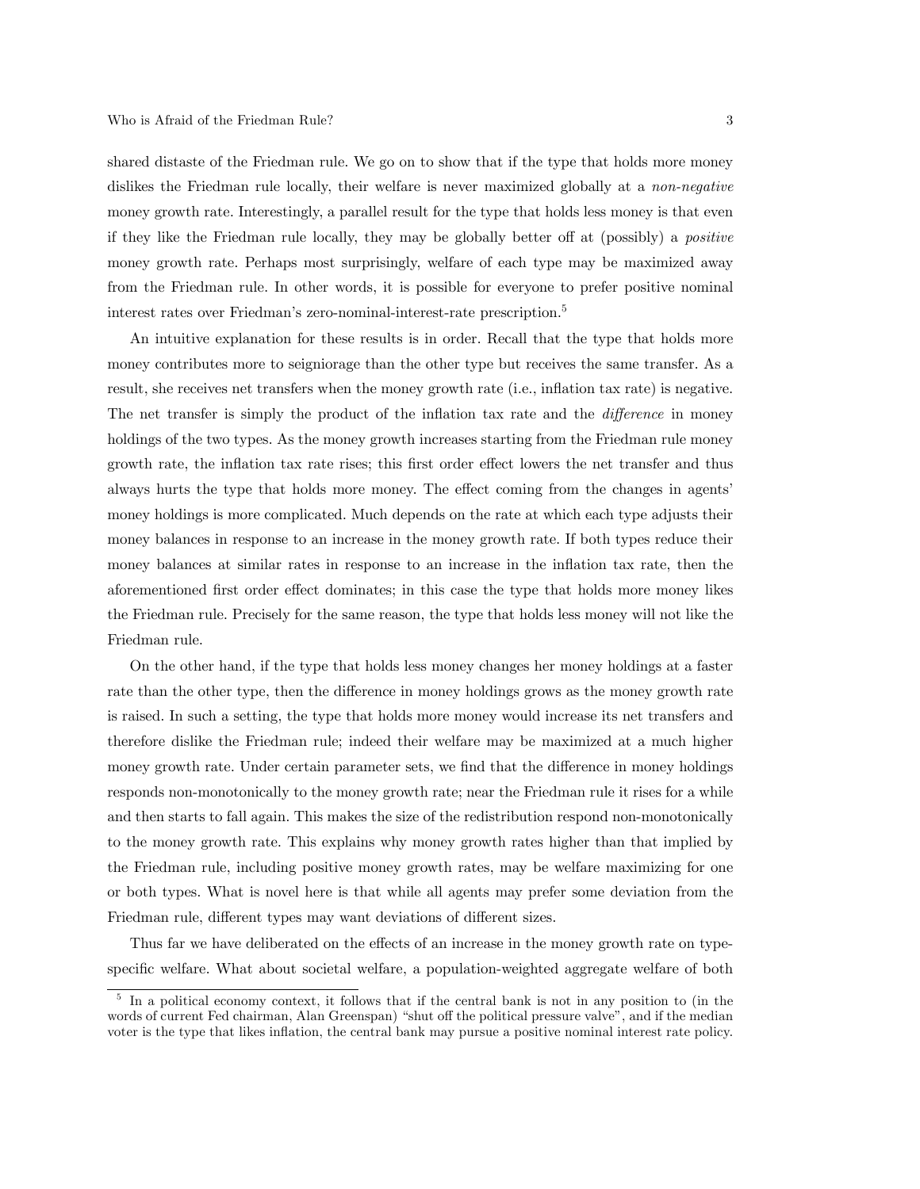shared distaste of the Friedman rule. We go on to show that if the type that holds more money dislikes the Friedman rule locally, their welfare is never maximized globally at a *non-negative* money growth rate. Interestingly, a parallel result for the type that holds less money is that even if they like the Friedman rule locally, they may be globally better off at (possibly) a *positive* money growth rate. Perhaps most surprisingly, welfare of each type may be maximized away from the Friedman rule. In other words, it is possible for everyone to prefer positive nominal interest rates over Friedman's zero-nominal-interest-rate prescription.[5]

An intuitive explanation for these results is in order. Recall that the type that holds more money contributes more to seigniorage than the other type but receives the same transfer. As a result, she receives net transfers when the money growth rate (i.e., inflation tax rate) is negative. The net transfer is simply the product of the inflation tax rate and the *difference* in money holdings of the two types. As the money growth increases starting from the Friedman rule money growth rate, the inflation tax rate rises; this first order effect lowers the net transfer and thus always hurts the type that holds more money. The effect coming from the changes in agents' money holdings is more complicated. Much depends on the rate at which each type adjusts their money balances in response to an increase in the money growth rate. If both types reduce their money balances at similar rates in response to an increase in the inflation tax rate, then the aforementioned first order effect dominates; in this case the type that holds more money likes the Friedman rule. Precisely for the same reason, the type that holds less money will not like the Friedman rule.

On the other hand, if the type that holds less money changes her money holdings at a faster rate than the other type, then the difference in money holdings grows as the money growth rate is raised. In such a setting, the type that holds more money would increase its net transfers and therefore dislike the Friedman rule; indeed their welfare may be maximized at a much higher money growth rate. Under certain parameter sets, we find that the difference in money holdings responds non-monotonically to the money growth rate; near the Friedman rule it rises for a while and then starts to fall again. This makes the size of the redistribution respond non-monotonically to the money growth rate. This explains why money growth rates higher than that implied by the Friedman rule, including positive money growth rates, may be welfare maximizing for one or both types. What is novel here is that while all agents may prefer some deviation from the Friedman rule, different types may want deviations of different sizes.

Thus far we have deliberated on the effects of an increase in the money growth rate on type-specific welfare. What about societal welfare, a population-weighted aggregate welfare of both

[5] In a political economy context, it follows that if the central bank is not in any position to (in the words of current Fed chairman, Alan Greenspan) "shut off the political pressure valve", and if the median voter is the type that likes inflation, the central bank may pursue a positive nominal interest rate policy.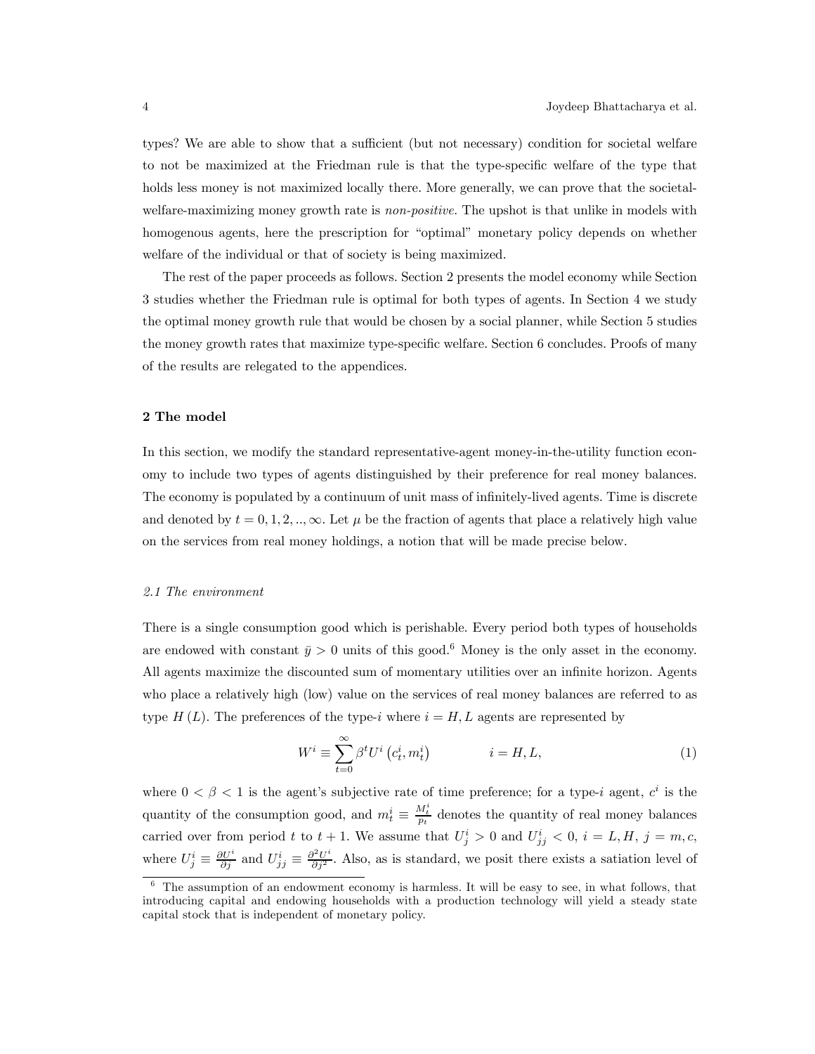types? We are able to show that a sufficient (but not necessary) condition for societal welfare to not be maximized at the Friedman rule is that the type-specific welfare of the type that holds less money is not maximized locally there. More generally, we can prove that the societal-welfare-maximizing money growth rate is *non-positive*. The upshot is that unlike in models with homogenous agents, here the prescription for "optimal" monetary policy depends on whether welfare of the individual or that of society is being maximized.

The rest of the paper proceeds as follows. Section 2 presents the model economy while Section 3 studies whether the Friedman rule is optimal for both types of agents. In Section 4 we study the optimal money growth rule that would be chosen by a social planner, while Section 5 studies the money growth rates that maximize type-specific welfare. Section 6 concludes. Proofs of many of the results are relegated to the appendices.

## 2 The model

In this section, we modify the standard representative-agent money-in-the-utility function economy to include two types of agents distinguished by their preference for real money balances. The economy is populated by a continuum of unit mass of infinitely-lived agents. Time is discrete and denoted by $t = 0, 1, 2, .., \infty$. Let $\mu$ be the fraction of agents that place a relatively high value on the services from real money holdings, a notion that will be made precise below.

### *2.1 The environment*

There is a single consumption good which is perishable. Every period both types of households are endowed with constant $\bar{y} > 0$ units of this good.[6] Money is the only asset in the economy. All agents maximize the discounted sum of momentary utilities over an infinite horizon. Agents who place a relatively high (low) value on the services of real money balances are referred to as type $H$ $(L)$. The preferences of the type-$i$ where $i = H, L$ agents are represented by

$$W^i \equiv \sum_{t=0}^{\infty} \beta^t U^i \left(c_t^i, m_t^i\right) \qquad\qquad i = H, L, \tag{1}$$

where $0 < \beta < 1$ is the agent's subjective rate of time preference; for a type-$i$ agent, $c^i$ is the quantity of the consumption good, and $m_t^i \equiv \frac{M_t^i}{p_t}$ denotes the quantity of real money balances carried over from period $t$ to $t+1$. We assume that $U_j^i > 0$ and $U_{jj}^i < 0$, $i = L, H$, $j = m, c$, where $U_j^i \equiv \frac{\partial U^i}{\partial j}$ and $U_{jj}^i \equiv \frac{\partial^2 U^i}{\partial j^2}$. Also, as is standard, we posit there exists a satiation level of

[6] The assumption of an endowment economy is harmless. It will be easy to see, in what follows, that introducing capital and endowing households with a production technology will yield a steady state capital stock that is independent of monetary policy.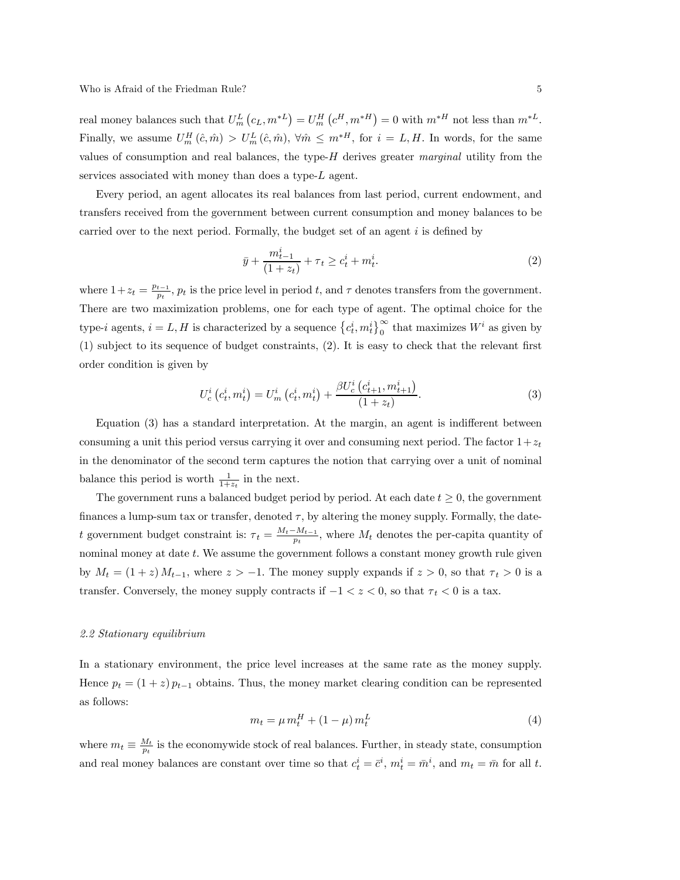real money balances such that $U_m^L\left(c_L, m^{*L}\right) = U_m^H\left(c^H, m^{*H}\right) = 0$ with $m^{*H}$ not less than $m^{*L}$. Finally, we assume $U_m^H\left(\hat{c}, \hat{m}\right) > U_m^L\left(\hat{c}, \hat{m}\right)$, $\forall \hat{m} \leq m^{*H}$, for $i = L, H$. In words, for the same values of consumption and real balances, the type-$H$ derives greater *marginal* utility from the services associated with money than does a type-$L$ agent.

Every period, an agent allocates its real balances from last period, current endowment, and transfers received from the government between current consumption and money balances to be carried over to the next period. Formally, the budget set of an agent $i$ is defined by

$$\bar{y} + \frac{m_{t-1}^i}{(1+z_t)} + \tau_t \geq c_t^i + m_t^i. \tag{2}$$

where $1 + z_t = \frac{p_{t-1}}{p_t}$, $p_t$ is the price level in period $t$, and $\tau$ denotes transfers from the government. There are two maximization problems, one for each type of agent. The optimal choice for the type-$i$ agents, $i = L, H$ is characterized by a sequence $\left\{c_t^i, m_t^i\right\}_0^\infty$ that maximizes $W^i$ as given by (1) subject to its sequence of budget constraints, (2). It is easy to check that the relevant first order condition is given by

$$U_c^i\left(c_t^i, m_t^i\right) = U_m^i\left(c_t^i, m_t^i\right) + \frac{\beta U_c^i\left(c_{t+1}^i, m_{t+1}^i\right)}{(1+z_t)}. \tag{3}$$

Equation (3) has a standard interpretation. At the margin, an agent is indifferent between consuming a unit this period versus carrying it over and consuming next period. The factor $1 + z_t$ in the denominator of the second term captures the notion that carrying over a unit of nominal balance this period is worth $\frac{1}{1+z_t}$ in the next.

The government runs a balanced budget period by period. At each date $t \geq 0$, the government finances a lump-sum tax or transfer, denoted $\tau$, by altering the money supply. Formally, the date-$t$ government budget constraint is: $\tau_t = \frac{M_t - M_{t-1}}{p_t}$, where $M_t$ denotes the per-capita quantity of nominal money at date $t$. We assume the government follows a constant money growth rule given by $M_t = (1+z) M_{t-1}$, where $z > -1$. The money supply expands if $z > 0$, so that $\tau_t > 0$ is a transfer. Conversely, the money supply contracts if $-1 < z < 0$, so that $\tau_t < 0$ is a tax.

### *2.2 Stationary equilibrium*

In a stationary environment, the price level increases at the same rate as the money supply. Hence $p_t = (1+z) p_{t-1}$ obtains. Thus, the money market clearing condition can be represented as follows:

$$m_t = \mu\, m_t^H + (1-\mu)\, m_t^L \tag{4}$$

where $m_t \equiv \frac{M_t}{p_t}$ is the economywide stock of real balances. Further, in steady state, consumption and real money balances are constant over time so that $c_t^i = \bar{c}^i$, $m_t^i = \bar{m}^i$, and $m_t = \bar{m}$ for all $t$.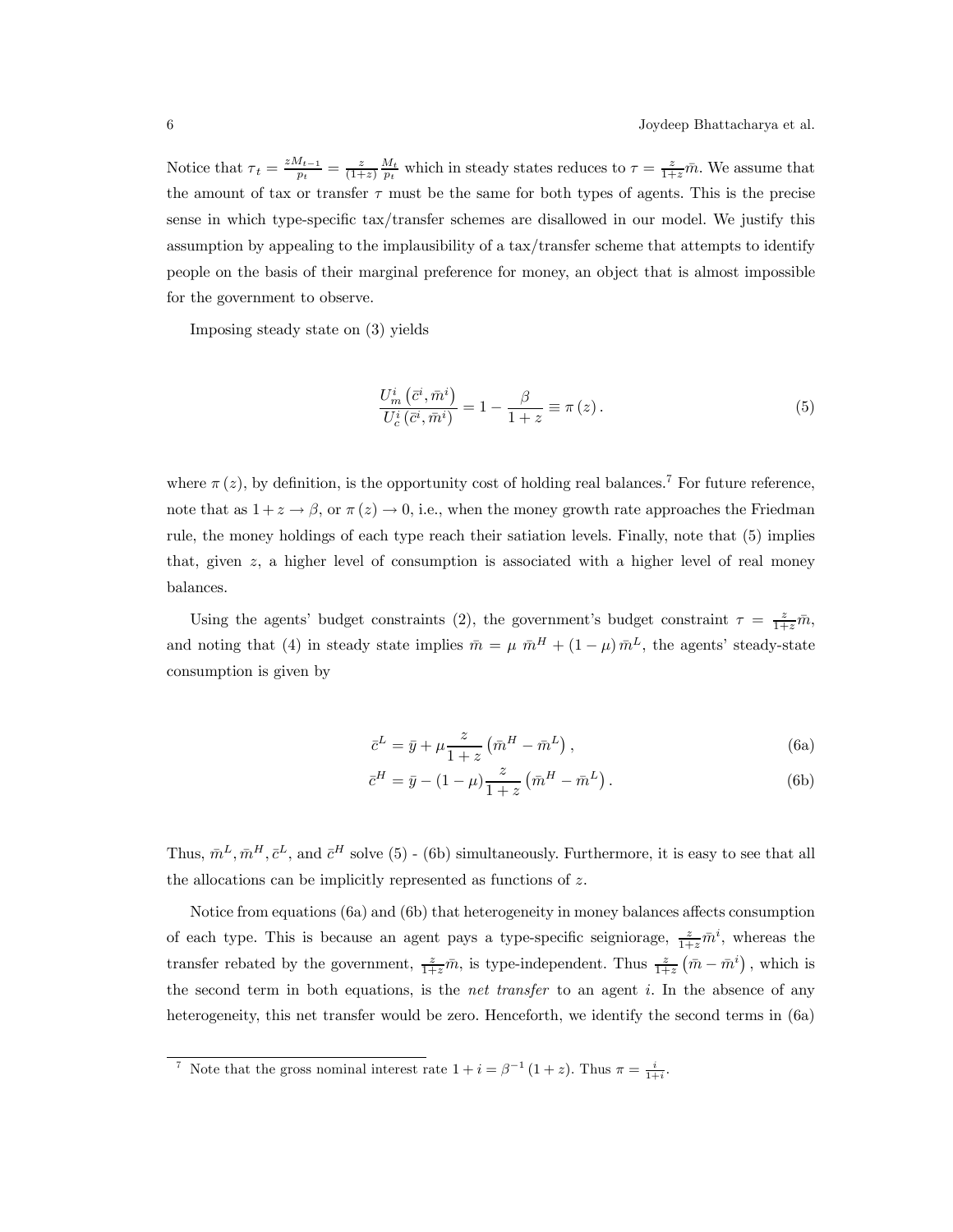Notice that $\tau_t = \frac{zM_{t-1}}{p_t} = \frac{z}{(1+z)} \frac{M_t}{p_t}$ which in steady states reduces to $\tau = \frac{z}{1+z}\bar{m}$. We assume that the amount of tax or transfer $\tau$ must be the same for both types of agents. This is the precise sense in which type-specific tax/transfer schemes are disallowed in our model. We justify this assumption by appealing to the implausibility of a tax/transfer scheme that attempts to identify people on the basis of their marginal preference for money, an object that is almost impossible for the government to observe.

Imposing steady state on (3) yields

$$\frac{U_m^i\left(\bar{c}^i, \bar{m}^i\right)}{U_c^i\left(\bar{c}^i, \bar{m}^i\right)} = 1 - \frac{\beta}{1+z} \equiv \pi\left(z\right). \tag{5}$$

where $\pi\left(z\right)$, by definition, is the opportunity cost of holding real balances.[7] For future reference, note that as $1+z \to \beta$, or $\pi\left(z\right) \to 0$, i.e., when the money growth rate approaches the Friedman rule, the money holdings of each type reach their satiation levels. Finally, note that (5) implies that, given $z$, a higher level of consumption is associated with a higher level of real money balances.

Using the agents' budget constraints (2), the government's budget constraint $\tau = \frac{z}{1+z}\bar{m}$, and noting that (4) in steady state implies $\bar{m} = \mu\ \bar{m}^H + \left(1-\mu\right)\bar{m}^L$, the agents' steady-state consumption is given by

$$\bar{c}^L = \bar{y} + \mu\frac{z}{1+z}\left(\bar{m}^H - \bar{m}^L\right), \tag{6a}$$

$$\bar{c}^H = \bar{y} - (1-\mu)\frac{z}{1+z}\left(\bar{m}^H - \bar{m}^L\right). \tag{6b}$$

Thus, $\bar{m}^L, \bar{m}^H, \bar{c}^L$, and $\bar{c}^H$ solve (5) - (6b) simultaneously. Furthermore, it is easy to see that all the allocations can be implicitly represented as functions of $z$.

Notice from equations (6a) and (6b) that heterogeneity in money balances affects consumption of each type. This is because an agent pays a type-specific seigniorage, $\frac{z}{1+z}\bar{m}^i$, whereas the transfer rebated by the government, $\frac{z}{1+z}\bar{m}$, is type-independent. Thus $\frac{z}{1+z}\left(\bar{m} - \bar{m}^i\right)$, which is the second term in both equations, is the *net transfer* to an agent $i$. In the absence of any heterogeneity, this net transfer would be zero. Henceforth, we identify the second terms in (6a)

[7] Note that the gross nominal interest rate $1+i = \beta^{-1}\left(1+z\right)$. Thus $\pi = \frac{i}{1+i}$.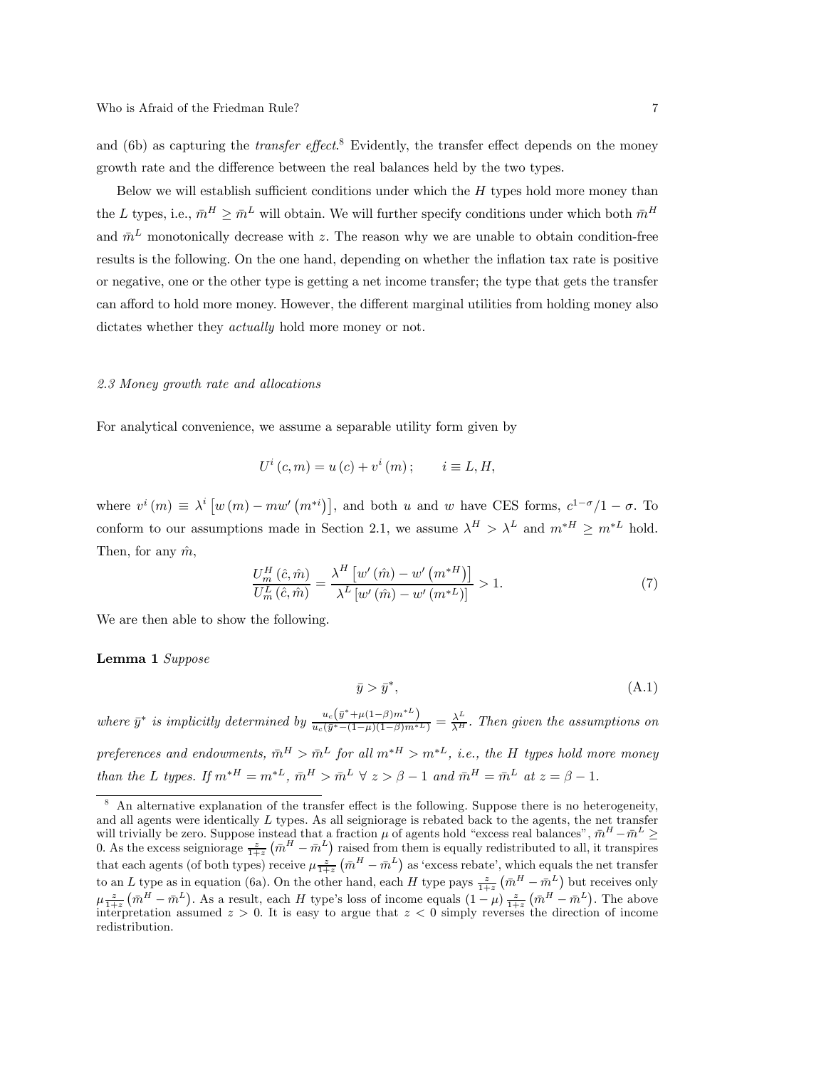and (6b) as capturing the *transfer effect*.[8] Evidently, the transfer effect depends on the money growth rate and the difference between the real balances held by the two types.

Below we will establish sufficient conditions under which the $H$ types hold more money than the $L$ types, i.e., $\bar{m}^H \geq \bar{m}^L$ will obtain. We will further specify conditions under which both $\bar{m}^H$ and $\bar{m}^L$ monotonically decrease with $z$. The reason why we are unable to obtain condition-free results is the following. On the one hand, depending on whether the inflation tax rate is positive or negative, one or the other type is getting a net income transfer; the type that gets the transfer can afford to hold more money. However, the different marginal utilities from holding money also dictates whether they *actually* hold more money or not.

### 2.3 Money growth rate and allocations

For analytical convenience, we assume a separable utility form given by

$$U^i(c,m) = u(c) + v^i(m); \qquad i \equiv L, H,$$

where $v^i(m) \equiv \lambda^i \left[w(m) - mw'\left(m^{*i}\right)\right]$, and both $u$ and $w$ have CES forms, $c^{1-\sigma}/1-\sigma$. To conform to our assumptions made in Section 2.1, we assume $\lambda^H > \lambda^L$ and $m^{*H} \geq m^{*L}$ hold. Then, for any $\hat{m}$,

$$\frac{U_m^H(\hat{c},\hat{m})}{U_m^L(\hat{c},\hat{m})} = \frac{\lambda^H\left[w'(\hat{m}) - w'\left(m^{*H}\right)\right]}{\lambda^L\left[w'(\hat{m}) - w'\left(m^{*L}\right)\right]} > 1. \tag{7}$$

We are then able to show the following.

**Lemma 1** *Suppose*

$$\bar{y} > \bar{y}^*, \tag{A.1}$$

*where $\bar{y}^*$ is implicitly determined by $\frac{u_c\left(\bar{y}^* + \mu(1-\beta)m^{*L}\right)}{u_c\left(\bar{y}^* - (1-\mu)(1-\beta)m^{*L}\right)} = \frac{\lambda^L}{\lambda^H}$. Then given the assumptions on preferences and endowments, $\bar{m}^H > \bar{m}^L$ for all $m^{*H} > m^{*L}$, i.e., the $H$ types hold more money than the $L$ types. If $m^{*H} = m^{*L}$, $\bar{m}^H > \bar{m}^L \;\forall\; z > \beta - 1$ and $\bar{m}^H = \bar{m}^L$ at $z = \beta - 1$.*

---

[8] An alternative explanation of the transfer effect is the following. Suppose there is no heterogeneity, and all agents were identically $L$ types. As all seigniorage is rebated back to the agents, the net transfer will trivially be zero. Suppose instead that a fraction $\mu$ of agents hold "excess real balances", $\bar{m}^H - \bar{m}^L \geq 0$. As the excess seigniorage $\frac{z}{1+z}\left(\bar{m}^H - \bar{m}^L\right)$ raised from them is equally redistributed to all, it transpires that each agents (of both types) receive $\mu\frac{z}{1+z}\left(\bar{m}^H - \bar{m}^L\right)$ as 'excess rebate', which equals the net transfer to an $L$ type as in equation (6a). On the other hand, each $H$ type pays $\frac{z}{1+z}\left(\bar{m}^H - \bar{m}^L\right)$ but receives only $\mu\frac{z}{1+z}\left(\bar{m}^H - \bar{m}^L\right)$. As a result, each $H$ type's loss of income equals $(1-\mu)\frac{z}{1+z}\left(\bar{m}^H - \bar{m}^L\right)$. The above interpretation assumed $z > 0$. It is easy to argue that $z < 0$ simply reverses the direction of income redistribution.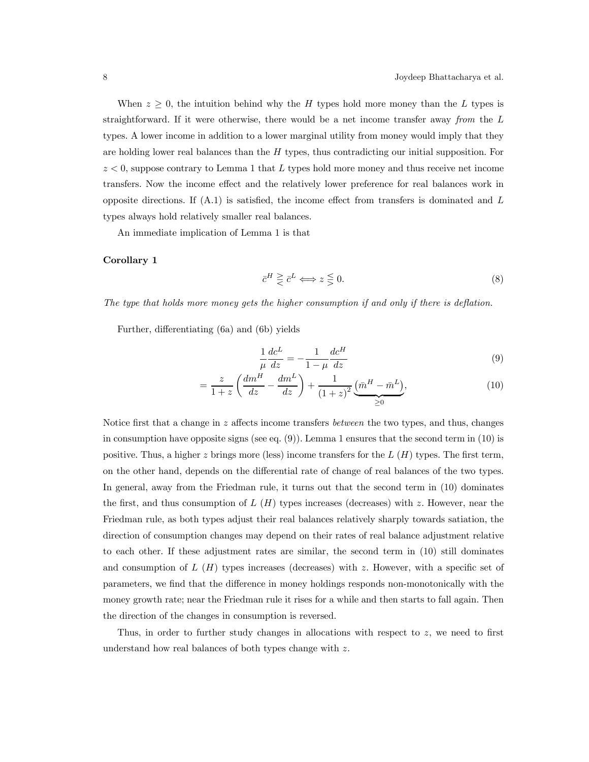When $z \geq 0$, the intuition behind why the $H$ types hold more money than the $L$ types is straightforward. If it were otherwise, there would be a net income transfer away *from* the $L$ types. A lower income in addition to a lower marginal utility from money would imply that they are holding lower real balances than the $H$ types, thus contradicting our initial supposition. For $z < 0$, suppose contrary to Lemma 1 that $L$ types hold more money and thus receive net income transfers. Now the income effect and the relatively lower preference for real balances work in opposite directions. If (A.1) is satisfied, the income effect from transfers is dominated and $L$ types always hold relatively smaller real balances.

An immediate implication of Lemma 1 is that

**Corollary 1**

$$\bar{c}^H \gtreqless \bar{c}^L \Longleftrightarrow z \lesseqgtr 0. \tag{8}$$

*The type that holds more money gets the higher consumption if and only if there is deflation.*

Further, differentiating (6a) and (6b) yields

$$\frac{1}{\mu}\frac{dc^L}{dz} = -\frac{1}{1-\mu}\frac{dc^H}{dz} \tag{9}$$

$$= \frac{z}{1+z}\left(\frac{dm^H}{dz} - \frac{dm^L}{dz}\right) + \frac{1}{(1+z)^2}\underbrace{\left(\bar{m}^H - \bar{m}^L\right)}_{\geq 0}, \tag{10}$$

Notice first that a change in $z$ affects income transfers *between* the two types, and thus, changes in consumption have opposite signs (see eq. (9)). Lemma 1 ensures that the second term in (10) is positive. Thus, a higher $z$ brings more (less) income transfers for the $L$ ($H$) types. The first term, on the other hand, depends on the differential rate of change of real balances of the two types. In general, away from the Friedman rule, it turns out that the second term in (10) dominates the first, and thus consumption of $L$ ($H$) types increases (decreases) with $z$. However, near the Friedman rule, as both types adjust their real balances relatively sharply towards satiation, the direction of consumption changes may depend on their rates of real balance adjustment relative to each other. If these adjustment rates are similar, the second term in (10) still dominates and consumption of $L$ ($H$) types increases (decreases) with $z$. However, with a specific set of parameters, we find that the difference in money holdings responds non-monotonically with the money growth rate; near the Friedman rule it rises for a while and then starts to fall again. Then the direction of the changes in consumption is reversed.

Thus, in order to further study changes in allocations with respect to $z$, we need to first understand how real balances of both types change with $z$.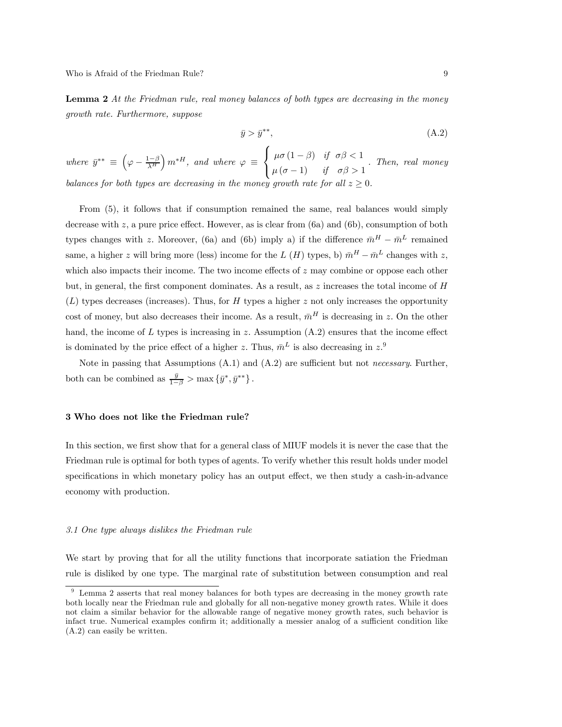**Lemma 2** *At the Friedman rule, real money balances of both types are decreasing in the money growth rate. Furthermore, suppose*

$$\bar{y} > \bar{y}^{**}, \tag{A.2}$$

*where* $\bar{y}^{**} \equiv \left(\varphi - \frac{1-\beta}{\lambda^H}\right) m^{*H}$, *and where* $\varphi \equiv \begin{cases} \mu\sigma(1-\beta) & \text{if } \sigma\beta < 1 \\ \mu(\sigma - 1) & \text{if } \sigma\beta > 1 \end{cases}$. *Then, real money balances for both types are decreasing in the money growth rate for all* $z \geq 0$.

From (5), it follows that if consumption remained the same, real balances would simply decrease with $z$, a pure price effect. However, as is clear from (6a) and (6b), consumption of both types changes with $z$. Moreover, (6a) and (6b) imply a) if the difference $\bar{m}^H - \bar{m}^L$ remained same, a higher $z$ will bring more (less) income for the $L$ ($H$) types, b) $\bar{m}^H - \bar{m}^L$ changes with $z$, which also impacts their income. The two income effects of $z$ may combine or oppose each other but, in general, the first component dominates. As a result, as $z$ increases the total income of $H$ ($L$) types decreases (increases). Thus, for $H$ types a higher $z$ not only increases the opportunity cost of money, but also decreases their income. As a result, $\bar{m}^H$ is decreasing in $z$. On the other hand, the income of $L$ types is increasing in $z$. Assumption (A.2) ensures that the income effect is dominated by the price effect of a higher $z$. Thus, $\bar{m}^L$ is also decreasing in $z$.[9]

Note in passing that Assumptions (A.1) and (A.2) are sufficient but not *necessary*. Further, both can be combined as $\frac{\bar{y}}{1-\beta} > \max\{\bar{y}^*, \bar{y}^{**}\}$.

## 3 Who does not like the Friedman rule?

In this section, we first show that for a general class of MIUF models it is never the case that the Friedman rule is optimal for both types of agents. To verify whether this result holds under model specifications in which monetary policy has an output effect, we then study a cash-in-advance economy with production.

### *3.1 One type always dislikes the Friedman rule*

We start by proving that for all the utility functions that incorporate satiation the Friedman rule is disliked by one type. The marginal rate of substitution between consumption and real

[9] Lemma 2 asserts that real money balances for both types are decreasing in the money growth rate both locally near the Friedman rule and globally for all non-negative money growth rates. While it does not claim a similar behavior for the allowable range of negative money growth rates, such behavior is infact true. Numerical examples confirm it; additionally a messier analog of a sufficient condition like (A.2) can easily be written.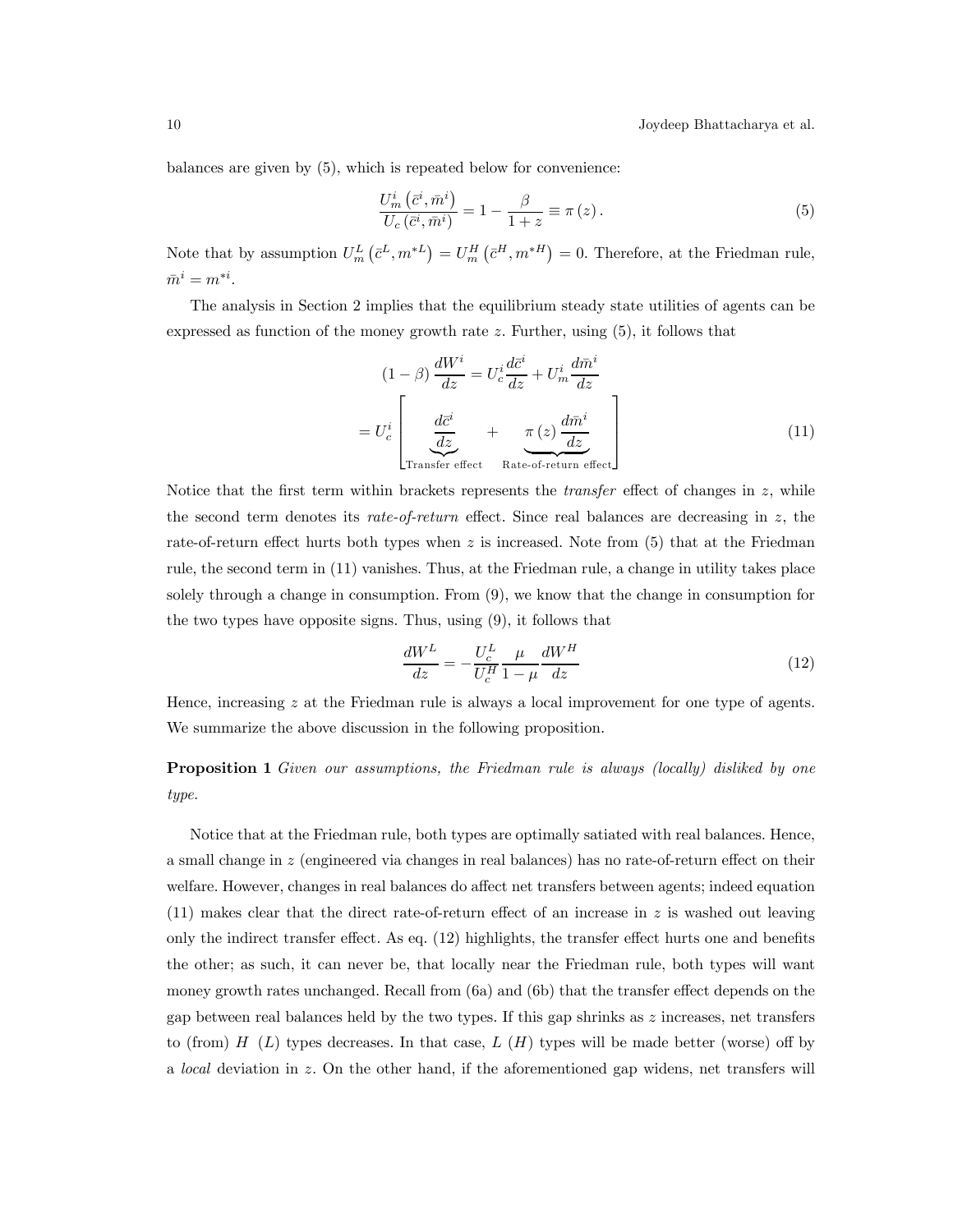balances are given by (5), which is repeated below for convenience:

$$\frac{U_m^i\left(\bar{c}^i, \bar{m}^i\right)}{U_c\left(\bar{c}^i, \bar{m}^i\right)} = 1 - \frac{\beta}{1+z} \equiv \pi\left(z\right). \tag{5}$$

Note that by assumption $U_m^L\left(\bar{c}^L, m^{*L}\right) = U_m^H\left(\bar{c}^H, m^{*H}\right) = 0$. Therefore, at the Friedman rule, $\bar{m}^i = m^{*i}$.

The analysis in Section 2 implies that the equilibrium steady state utilities of agents can be expressed as function of the money growth rate $z$. Further, using (5), it follows that

$$\begin{aligned}(1-\beta)\frac{dW^i}{dz} &= U_c^i \frac{d\bar{c}^i}{dz} + U_m^i \frac{d\bar{m}^i}{dz} \\ &= U_c^i \left[ \underbrace{\frac{d\bar{c}^i}{dz}}_{\text{Transfer effect}} + \underbrace{\pi\left(z\right)\frac{d\bar{m}^i}{dz}}_{\text{Rate-of-return effect}} \right]\end{aligned} \tag{11}$$

Notice that the first term within brackets represents the *transfer* effect of changes in $z$, while the second term denotes its *rate-of-return* effect. Since real balances are decreasing in $z$, the rate-of-return effect hurts both types when $z$ is increased. Note from (5) that at the Friedman rule, the second term in (11) vanishes. Thus, at the Friedman rule, a change in utility takes place solely through a change in consumption. From (9), we know that the change in consumption for the two types have opposite signs. Thus, using (9), it follows that

$$\frac{dW^L}{dz} = -\frac{U_c^L}{U_c^H}\frac{\mu}{1-\mu}\frac{dW^H}{dz} \tag{12}$$

Hence, increasing $z$ at the Friedman rule is always a local improvement for one type of agents. We summarize the above discussion in the following proposition.

**Proposition 1** *Given our assumptions, the Friedman rule is always (locally) disliked by one type.*

Notice that at the Friedman rule, both types are optimally satiated with real balances. Hence, a small change in $z$ (engineered via changes in real balances) has no rate-of-return effect on their welfare. However, changes in real balances do affect net transfers between agents; indeed equation (11) makes clear that the direct rate-of-return effect of an increase in $z$ is washed out leaving only the indirect transfer effect. As eq. (12) highlights, the transfer effect hurts one and benefits the other; as such, it can never be, that locally near the Friedman rule, both types will want money growth rates unchanged. Recall from (6a) and (6b) that the transfer effect depends on the gap between real balances held by the two types. If this gap shrinks as $z$ increases, net transfers to (from) $H$ ($L$) types decreases. In that case, $L$ ($H$) types will be made better (worse) off by a *local* deviation in $z$. On the other hand, if the aforementioned gap widens, net transfers will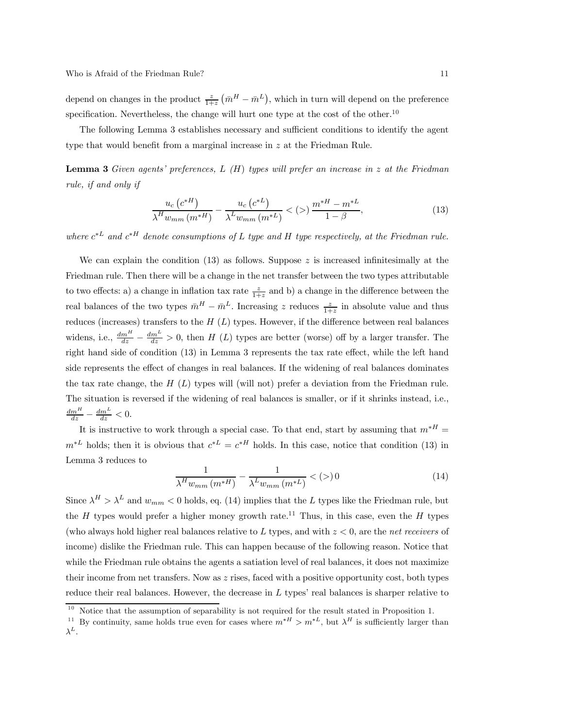depend on changes in the product $\frac{z}{1+z}\left(\bar{m}^H - \bar{m}^L\right)$, which in turn will depend on the preference specification. Nevertheless, the change will hurt one type at the cost of the other.[10]

The following Lemma 3 establishes necessary and sufficient conditions to identify the agent type that would benefit from a marginal increase in $z$ at the Friedman Rule.

**Lemma 3** *Given agents' preferences, $L$ ($H$) types will prefer an increase in $z$ at the Friedman rule, if and only if*

$$\frac{u_c\left(c^{*H}\right)}{\lambda^H w_{mm}\left(m^{*H}\right)} - \frac{u_c\left(c^{*L}\right)}{\lambda^L w_{mm}\left(m^{*L}\right)} < (>) \, \frac{m^{*H} - m^{*L}}{1-\beta}, \tag{13}$$

*where $c^{*L}$ and $c^{*H}$ denote consumptions of $L$ type and $H$ type respectively, at the Friedman rule.*

We can explain the condition (13) as follows. Suppose $z$ is increased infinitesimally at the Friedman rule. Then there will be a change in the net transfer between the two types attributable to two effects: a) a change in inflation tax rate $\frac{z}{1+z}$ and b) a change in the difference between the real balances of the two types $\bar{m}^H - \bar{m}^L$. Increasing $z$ reduces $\frac{z}{1+z}$ in absolute value and thus reduces (increases) transfers to the $H$ ($L$) types. However, if the difference between real balances widens, i.e., $\frac{dm^H}{dz} - \frac{dm^L}{dz} > 0$, then $H$ ($L$) types are better (worse) off by a larger transfer. The right hand side of condition (13) in Lemma 3 represents the tax rate effect, while the left hand side represents the effect of changes in real balances. If the widening of real balances dominates the tax rate change, the $H$ ($L$) types will (will not) prefer a deviation from the Friedman rule. The situation is reversed if the widening of real balances is smaller, or if it shrinks instead, i.e., $\frac{dm^H}{dz} - \frac{dm^L}{dz} < 0$.

It is instructive to work through a special case. To that end, start by assuming that $m^{*H} = m^{*L}$ holds; then it is obvious that $c^{*L} = c^{*H}$ holds. In this case, notice that condition (13) in Lemma 3 reduces to

$$\frac{1}{\lambda^H w_{mm}\left(m^{*H}\right)} - \frac{1}{\lambda^L w_{mm}\left(m^{*L}\right)} < (>) \, 0 \tag{14}$$

Since $\lambda^H > \lambda^L$ and $w_{mm} < 0$ holds, eq. (14) implies that the $L$ types like the Friedman rule, but the $H$ types would prefer a higher money growth rate.[11] Thus, in this case, even the $H$ types (who always hold higher real balances relative to $L$ types, and with $z < 0$, are the *net receivers* of income) dislike the Friedman rule. This can happen because of the following reason. Notice that while the Friedman rule obtains the agents a satiation level of real balances, it does not maximize their income from net transfers. Now as $z$ rises, faced with a positive opportunity cost, both types reduce their real balances. However, the decrease in $L$ types' real balances is sharper relative to

[10] Notice that the assumption of separability is not required for the result stated in Proposition 1.

[11] By continuity, same holds true even for cases where $m^{*H} > m^{*L}$, but $\lambda^H$ is sufficiently larger than $\lambda^L$.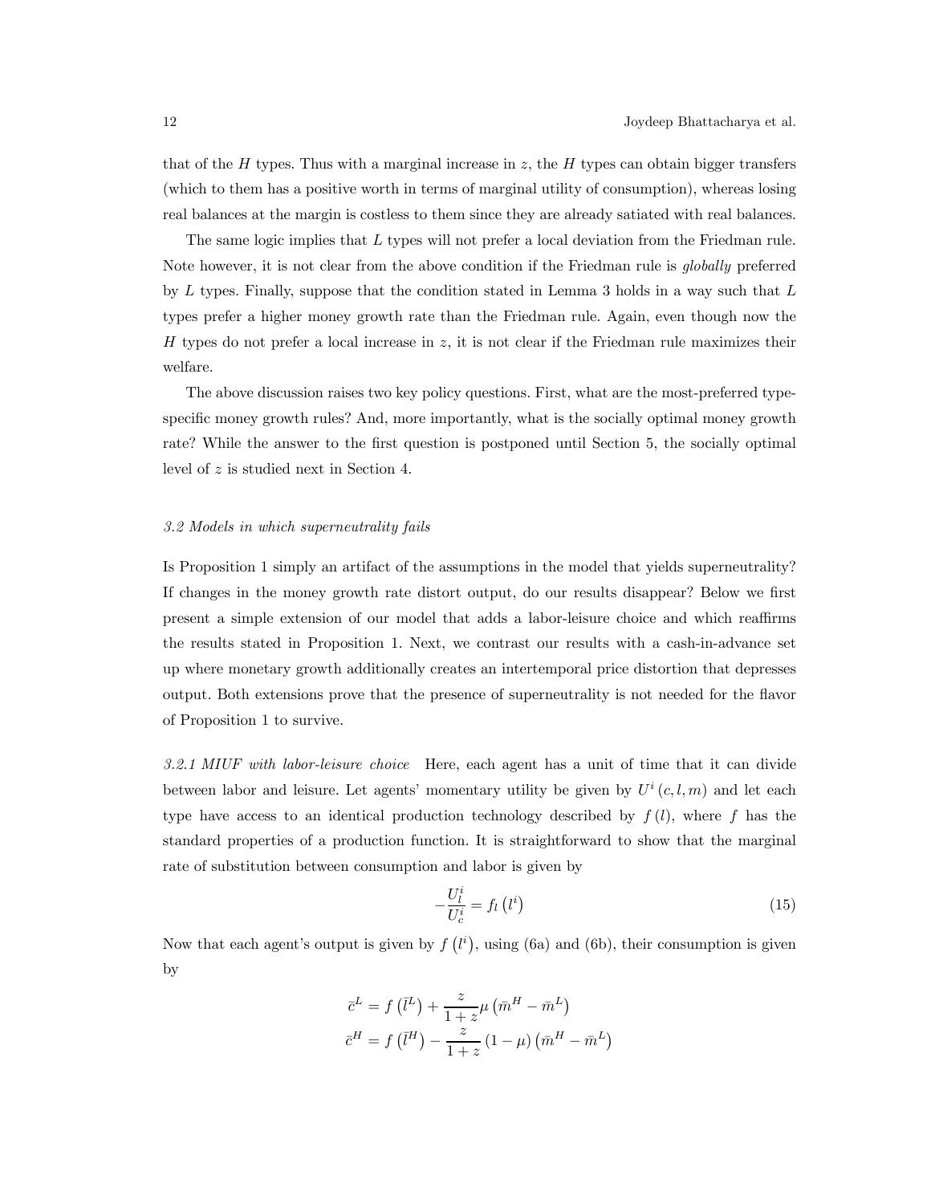that of the $H$ types. Thus with a marginal increase in $z$, the $H$ types can obtain bigger transfers (which to them has a positive worth in terms of marginal utility of consumption), whereas losing real balances at the margin is costless to them since they are already satiated with real balances.

The same logic implies that $L$ types will not prefer a local deviation from the Friedman rule. Note however, it is not clear from the above condition if the Friedman rule is *globally* preferred by $L$ types. Finally, suppose that the condition stated in Lemma 3 holds in a way such that $L$ types prefer a higher money growth rate than the Friedman rule. Again, even though now the $H$ types do not prefer a local increase in $z$, it is not clear if the Friedman rule maximizes their welfare.

The above discussion raises two key policy questions. First, what are the most-preferred type-specific money growth rules? And, more importantly, what is the socially optimal money growth rate? While the answer to the first question is postponed until Section 5, the socially optimal level of $z$ is studied next in Section 4.

### *3.2 Models in which superneutrality fails*

Is Proposition 1 simply an artifact of the assumptions in the model that yields superneutrality? If changes in the money growth rate distort output, do our results disappear? Below we first present a simple extension of our model that adds a labor-leisure choice and which reaffirms the results stated in Proposition 1. Next, we contrast our results with a cash-in-advance set up where monetary growth additionally creates an intertemporal price distortion that depresses output. Both extensions prove that the presence of superneutrality is not needed for the flavor of Proposition 1 to survive.

*3.2.1 MIUF with labor-leisure choice* Here, each agent has a unit of time that it can divide between labor and leisure. Let agents' momentary utility be given by $U^i(c, l, m)$ and let each type have access to an identical production technology described by $f(l)$, where $f$ has the standard properties of a production function. It is straightforward to show that the marginal rate of substitution between consumption and labor is given by

$$-\frac{U_l^i}{U_c^i} = f_l\left(l^i\right) \tag{15}$$

Now that each agent's output is given by $f\left(l^i\right)$, using (6a) and (6b), their consumption is given by

$$\bar{c}^L = f\left(\bar{l}^L\right) + \frac{z}{1+z}\mu\left(\bar{m}^H - \bar{m}^L\right)$$

$$\bar{c}^H = f\left(\bar{l}^H\right) - \frac{z}{1+z}\left(1-\mu\right)\left(\bar{m}^H - \bar{m}^L\right)$$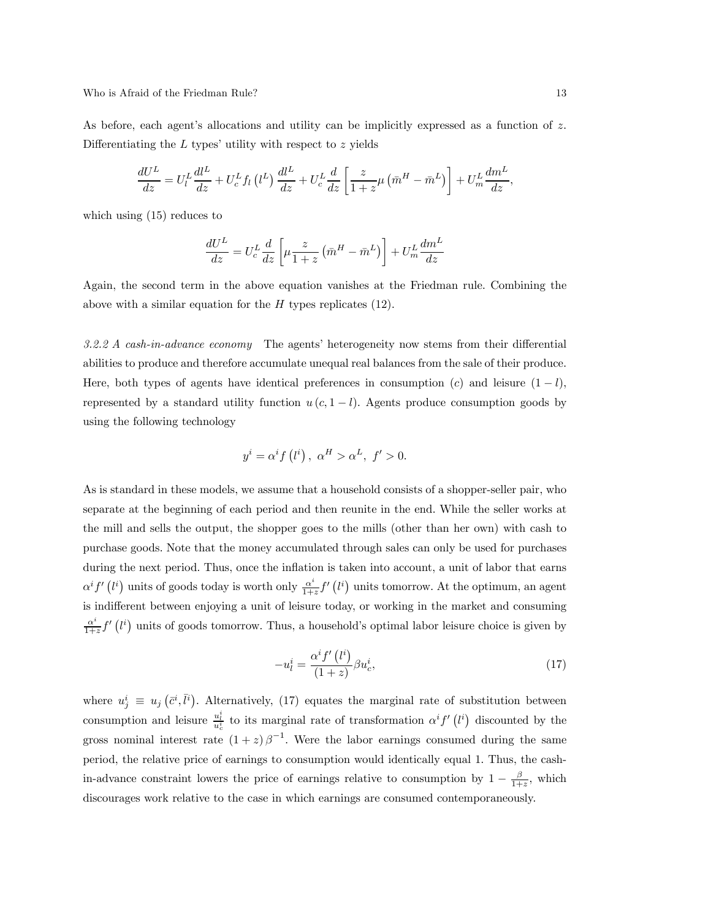As before, each agent's allocations and utility can be implicitly expressed as a function of $z$. Differentiating the $L$ types' utility with respect to $z$ yields

$$\frac{dU^L}{dz} = U_l^L \frac{dl^L}{dz} + U_c^L f_l\left(l^L\right) \frac{dl^L}{dz} + U_c^L \frac{d}{dz}\left[\frac{z}{1+z}\mu\left(\bar{m}^H - \bar{m}^L\right)\right] + U_m^L \frac{dm^L}{dz},$$

which using (15) reduces to

$$\frac{dU^L}{dz} = U_c^L \frac{d}{dz}\left[\mu \frac{z}{1+z}\left(\bar{m}^H - \bar{m}^L\right)\right] + U_m^L \frac{dm^L}{dz}$$

Again, the second term in the above equation vanishes at the Friedman rule. Combining the above with a similar equation for the $H$ types replicates (12).

*3.2.2 A cash-in-advance economy* The agents' heterogeneity now stems from their differential abilities to produce and therefore accumulate unequal real balances from the sale of their produce. Here, both types of agents have identical preferences in consumption ($c$) and leisure $(1-l)$, represented by a standard utility function $u(c, 1-l)$. Agents produce consumption goods by using the following technology

$$y^i = \alpha^i f\left(l^i\right), \ \alpha^H > \alpha^L, \ f' > 0.$$

As is standard in these models, we assume that a household consists of a shopper-seller pair, who separate at the beginning of each period and then reunite in the end. While the seller works at the mill and sells the output, the shopper goes to the mills (other than her own) with cash to purchase goods. Note that the money accumulated through sales can only be used for purchases during the next period. Thus, once the inflation is taken into account, a unit of labor that earns $\alpha^i f'\left(l^i\right)$ units of goods today is worth only $\frac{\alpha^i}{1+z} f'\left(l^i\right)$ units tomorrow. At the optimum, an agent is indifferent between enjoying a unit of leisure today, or working in the market and consuming $\frac{\alpha^i}{1+z} f'\left(l^i\right)$ units of goods tomorrow. Thus, a household's optimal labor leisure choice is given by

$$-u_l^i = \frac{\alpha^i f'\left(l^i\right)}{(1+z)} \beta u_c^i, \tag{17}$$

where $u_j^i \equiv u_j\left(\bar{c}^i, \bar{l}^i\right)$. Alternatively, (17) equates the marginal rate of substitution between consumption and leisure $\frac{u_l^i}{u_c^i}$ to its marginal rate of transformation $\alpha^i f'\left(l^i\right)$ discounted by the gross nominal interest rate $(1+z)\beta^{-1}$. Were the labor earnings consumed during the same period, the relative price of earnings to consumption would identically equal 1. Thus, the cash-in-advance constraint lowers the price of earnings relative to consumption by $1 - \frac{\beta}{1+z}$, which discourages work relative to the case in which earnings are consumed contemporaneously.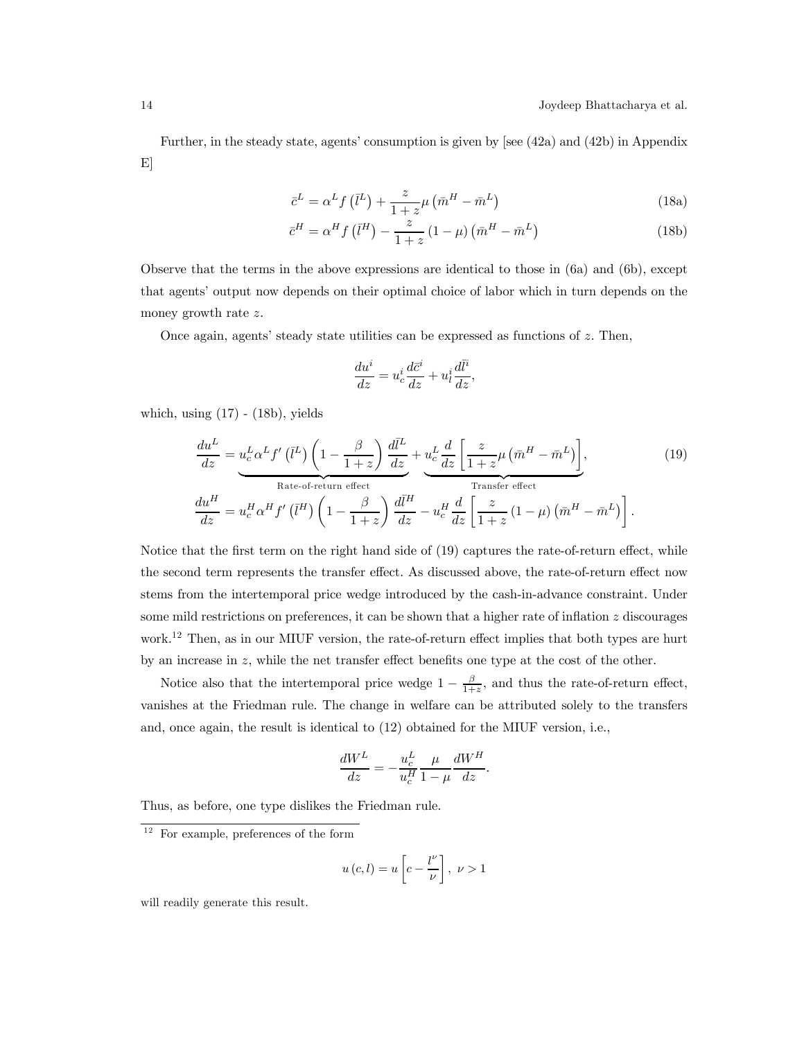Further, in the steady state, agents' consumption is given by [see (42a) and (42b) in Appendix E]

$$\bar{c}^L = \alpha^L f\left(\bar{l}^L\right) + \frac{z}{1+z}\mu\left(\bar{m}^H - \bar{m}^L\right) \tag{18a}$$

$$\bar{c}^H = \alpha^H f\left(\bar{l}^H\right) - \frac{z}{1+z}\left(1-\mu\right)\left(\bar{m}^H - \bar{m}^L\right) \tag{18b}$$

Observe that the terms in the above expressions are identical to those in (6a) and (6b), except that agents' output now depends on their optimal choice of labor which in turn depends on the money growth rate $z$.

Once again, agents' steady state utilities can be expressed as functions of $z$. Then,

$$\frac{du^i}{dz} = u_c^i \frac{d\bar{c}^i}{dz} + u_l^i \frac{d\bar{l}^i}{dz},$$

which, using (17) - (18b), yields

$$\frac{du^L}{dz} = \underbrace{u_c^L \alpha^L f'\left(\bar{l}^L\right)\left(1 - \frac{\beta}{1+z}\right)\frac{d\bar{l}^L}{dz}}_{\text{Rate-of-return effect}} + \underbrace{u_c^L \frac{d}{dz}\left[\frac{z}{1+z}\mu\left(\bar{m}^H - \bar{m}^L\right)\right]}_{\text{Transfer effect}}, \tag{19}$$

$$\frac{du^H}{dz} = u_c^H \alpha^H f'\left(\bar{l}^H\right)\left(1 - \frac{\beta}{1+z}\right)\frac{d\bar{l}^H}{dz} - u_c^H \frac{d}{dz}\left[\frac{z}{1+z}\left(1-\mu\right)\left(\bar{m}^H - \bar{m}^L\right)\right].$$

Notice that the first term on the right hand side of (19) captures the rate-of-return effect, while the second term represents the transfer effect. As discussed above, the rate-of-return effect now stems from the intertemporal price wedge introduced by the cash-in-advance constraint. Under some mild restrictions on preferences, it can be shown that a higher rate of inflation $z$ discourages work.[12] Then, as in our MIUF version, the rate-of-return effect implies that both types are hurt by an increase in $z$, while the net transfer effect benefits one type at the cost of the other.

Notice also that the intertemporal price wedge $1 - \frac{\beta}{1+z}$, and thus the rate-of-return effect, vanishes at the Friedman rule. The change in welfare can be attributed solely to the transfers and, once again, the result is identical to (12) obtained for the MIUF version, i.e.,

$$\frac{dW^L}{dz} = -\frac{u_c^L}{u_c^H}\frac{\mu}{1-\mu}\frac{dW^H}{dz}.$$

Thus, as before, one type dislikes the Friedman rule.

[12] For example, preferences of the form

$$u\left(c,l\right) = u\left[c - \frac{l^\nu}{\nu}\right],\ \nu > 1$$

will readily generate this result.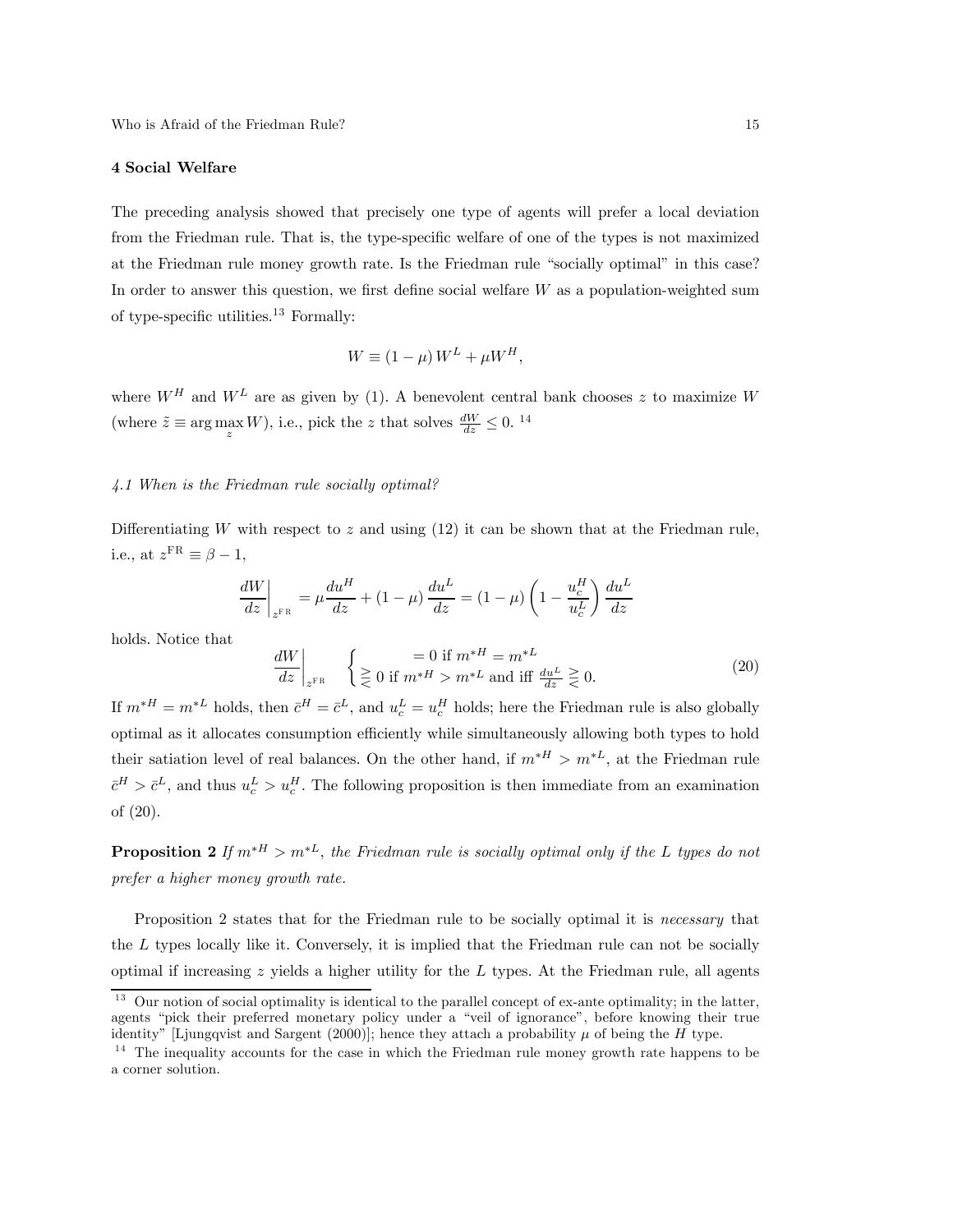## 4 Social Welfare

The preceding analysis showed that precisely one type of agents will prefer a local deviation from the Friedman rule. That is, the type-specific welfare of one of the types is not maximized at the Friedman rule money growth rate. Is the Friedman rule "socially optimal" in this case? In order to answer this question, we first define social welfare $W$ as a population-weighted sum of type-specific utilities.[13] Formally:

$$W \equiv (1-\mu) W^L + \mu W^H,$$

where $W^H$ and $W^L$ are as given by (1). A benevolent central bank chooses $z$ to maximize $W$ (where $\tilde{z} \equiv \arg\max_z W$), i.e., pick the $z$ that solves $\frac{dW}{dz} \leq 0$. [14]

### *4.1 When is the Friedman rule socially optimal?*

Differentiating $W$ with respect to $z$ and using (12) it can be shown that at the Friedman rule, i.e., at $z^{\mathrm{FR}} \equiv \beta - 1$,

$$\left.\frac{dW}{dz}\right|_{z^{\mathrm{FR}}} = \mu \frac{du^H}{dz} + (1-\mu)\frac{du^L}{dz} = (1-\mu)\left(1 - \frac{u_c^H}{u_c^L}\right)\frac{du^L}{dz}$$

holds. Notice that

$$\left.\frac{dW}{dz}\right|_{z^{\mathrm{FR}}} \quad \begin{cases} = 0 \text{ if } m^{*H} = m^{*L} \\ \gtreqless 0 \text{ if } m^{*H} > m^{*L} \text{ and iff } \frac{du^L}{dz} \gtreqless 0. \end{cases} \tag{20}$$

If $m^{*H} = m^{*L}$ holds, then $\bar{c}^H = \bar{c}^L$, and $u_c^L = u_c^H$ holds; here the Friedman rule is also globally optimal as it allocates consumption efficiently while simultaneously allowing both types to hold their satiation level of real balances. On the other hand, if $m^{*H} > m^{*L}$, at the Friedman rule $\bar{c}^H > \bar{c}^L$, and thus $u_c^L > u_c^H$. The following proposition is then immediate from an examination of (20).

**Proposition 2** *If $m^{*H} > m^{*L}$, the Friedman rule is socially optimal only if the $L$ types do not prefer a higher money growth rate.*

Proposition 2 states that for the Friedman rule to be socially optimal it is *necessary* that the $L$ types locally like it. Conversely, it is implied that the Friedman rule can not be socially optimal if increasing $z$ yields a higher utility for the $L$ types. At the Friedman rule, all agents

---

[13] Our notion of social optimality is identical to the parallel concept of ex-ante optimality; in the latter, agents "pick their preferred monetary policy under a "veil of ignorance", before knowing their true identity" [Ljungqvist and Sargent (2000)]; hence they attach a probability $\mu$ of being the $H$ type.

[14] The inequality accounts for the case in which the Friedman rule money growth rate happens to be a corner solution.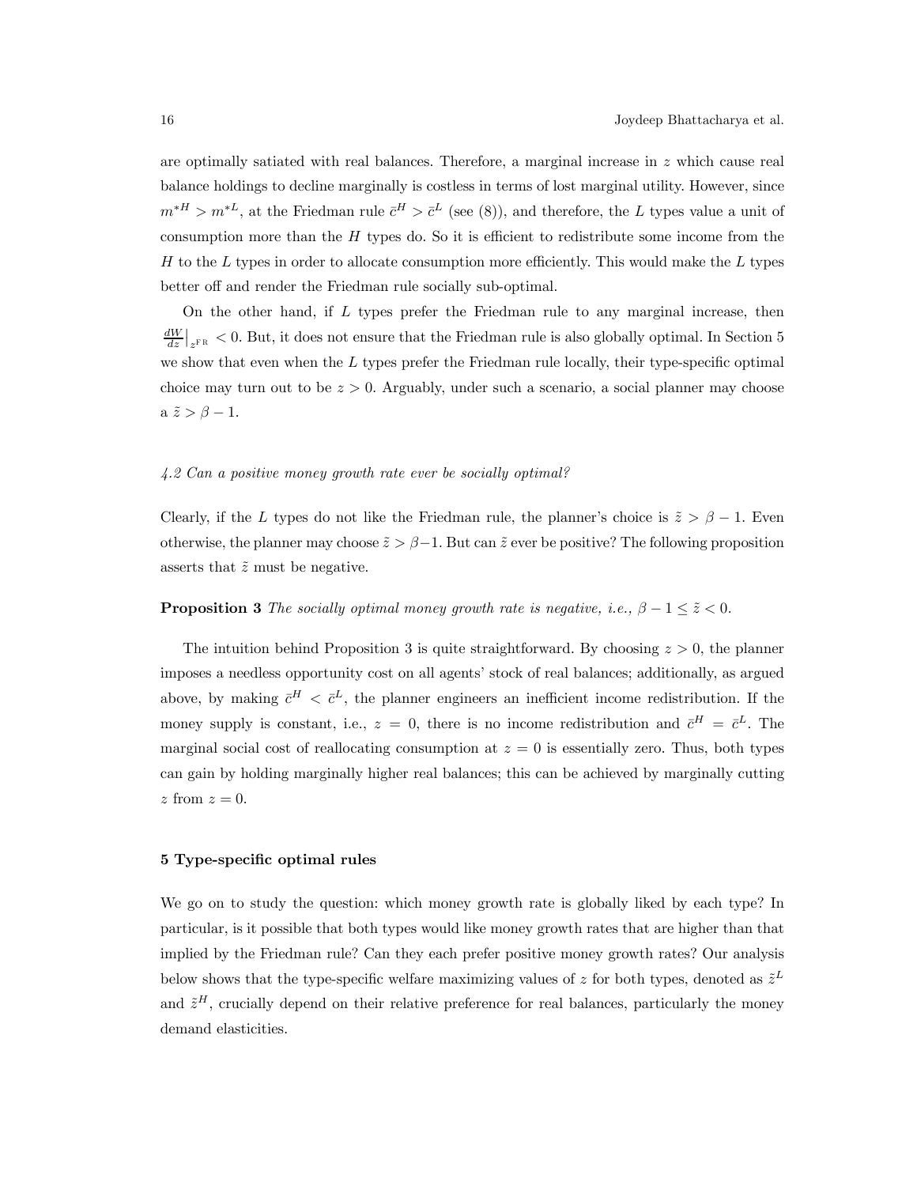are optimally satiated with real balances. Therefore, a marginal increase in $z$ which cause real balance holdings to decline marginally is costless in terms of lost marginal utility. However, since $m^{*H} > m^{*L}$, at the Friedman rule $\bar{c}^H > \bar{c}^L$ (see (8)), and therefore, the $L$ types value a unit of consumption more than the $H$ types do. So it is efficient to redistribute some income from the $H$ to the $L$ types in order to allocate consumption more efficiently. This would make the $L$ types better off and render the Friedman rule socially sub-optimal.

On the other hand, if $L$ types prefer the Friedman rule to any marginal increase, then $\frac{dW}{dz}\big|_{z^{\text{FR}}} < 0$. But, it does not ensure that the Friedman rule is also globally optimal. In Section 5 we show that even when the $L$ types prefer the Friedman rule locally, their type-specific optimal choice may turn out to be $z > 0$. Arguably, under such a scenario, a social planner may choose a $\tilde{z} > \beta - 1$.

### *4.2 Can a positive money growth rate ever be socially optimal?*

Clearly, if the $L$ types do not like the Friedman rule, the planner's choice is $\tilde{z} > \beta - 1$. Even otherwise, the planner may choose $\tilde{z} > \beta - 1$. But can $\tilde{z}$ ever be positive? The following proposition asserts that $\tilde{z}$ must be negative.

**Proposition 3** *The socially optimal money growth rate is negative, i.e., $\beta - 1 \leq \tilde{z} < 0$.*

The intuition behind Proposition 3 is quite straightforward. By choosing $z > 0$, the planner imposes a needless opportunity cost on all agents' stock of real balances; additionally, as argued above, by making $\bar{c}^H < \bar{c}^L$, the planner engineers an inefficient income redistribution. If the money supply is constant, i.e., $z = 0$, there is no income redistribution and $\bar{c}^H = \bar{c}^L$. The marginal social cost of reallocating consumption at $z = 0$ is essentially zero. Thus, both types can gain by holding marginally higher real balances; this can be achieved by marginally cutting $z$ from $z = 0$.

## 5 Type-specific optimal rules

We go on to study the question: which money growth rate is globally liked by each type? In particular, is it possible that both types would like money growth rates that are higher than that implied by the Friedman rule? Can they each prefer positive money growth rates? Our analysis below shows that the type-specific welfare maximizing values of $z$ for both types, denoted as $\tilde{z}^L$ and $\tilde{z}^H$, crucially depend on their relative preference for real balances, particularly the money demand elasticities.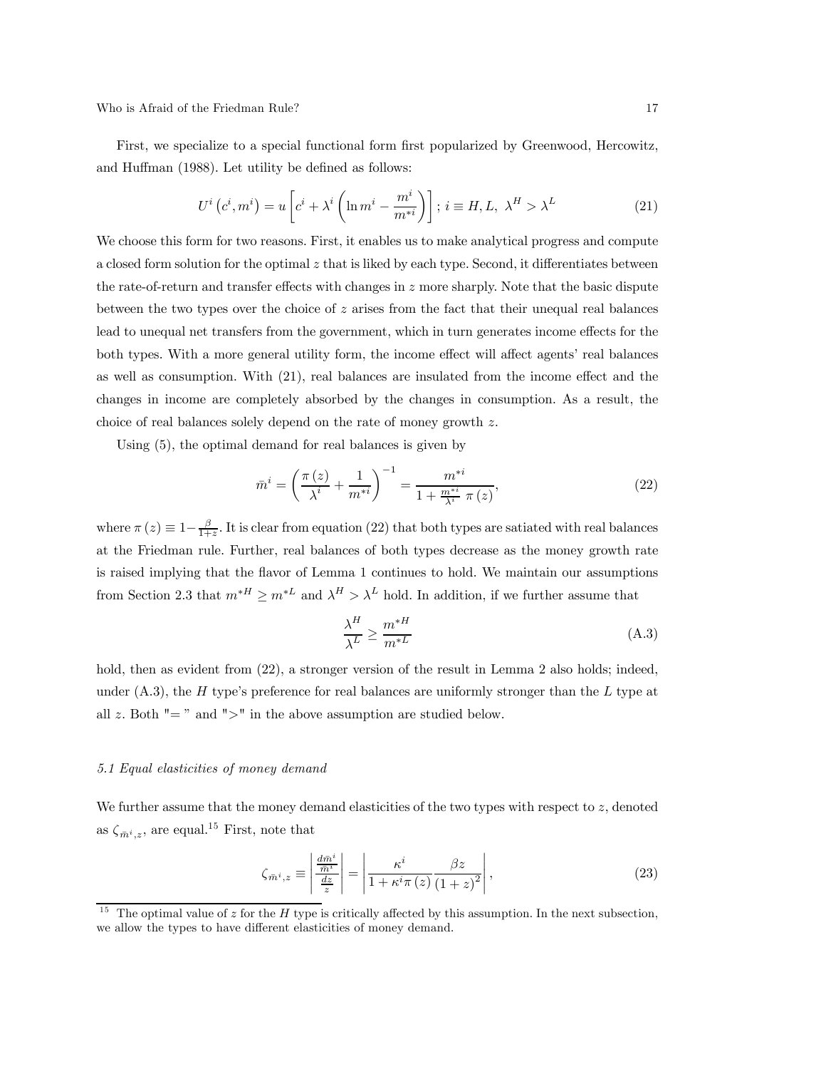First, we specialize to a special functional form first popularized by Greenwood, Hercowitz, and Huffman (1988). Let utility be defined as follows:

$$U^i\left(c^i, m^i\right) = u\left[c^i + \lambda^i\left(\ln m^i - \frac{m^i}{m^{*i}}\right)\right];\ i \equiv H, L,\ \lambda^H > \lambda^L \tag{21}$$

We choose this form for two reasons. First, it enables us to make analytical progress and compute a closed form solution for the optimal $z$ that is liked by each type. Second, it differentiates between the rate-of-return and transfer effects with changes in $z$ more sharply. Note that the basic dispute between the two types over the choice of $z$ arises from the fact that their unequal real balances lead to unequal net transfers from the government, which in turn generates income effects for the both types. With a more general utility form, the income effect will affect agents' real balances as well as consumption. With (21), real balances are insulated from the income effect and the changes in income are completely absorbed by the changes in consumption. As a result, the choice of real balances solely depend on the rate of money growth $z$.

Using (5), the optimal demand for real balances is given by

$$\bar{m}^i = \left(\frac{\pi(z)}{\lambda^i} + \frac{1}{m^{*i}}\right)^{-1} = \frac{m^{*i}}{1 + \frac{m^{*i}}{\lambda^i}\ \pi(z)}, \tag{22}$$

where $\pi(z) \equiv 1 - \frac{\beta}{1+z}$. It is clear from equation (22) that both types are satiated with real balances at the Friedman rule. Further, real balances of both types decrease as the money growth rate is raised implying that the flavor of Lemma 1 continues to hold. We maintain our assumptions from Section 2.3 that $m^{*H} \geq m^{*L}$ and $\lambda^H > \lambda^L$ hold. In addition, if we further assume that

$$\frac{\lambda^H}{\lambda^L} \geq \frac{m^{*H}}{m^{*L}} \tag{A.3}$$

hold, then as evident from (22), a stronger version of the result in Lemma 2 also holds; indeed, under (A.3), the $H$ type's preference for real balances are uniformly stronger than the $L$ type at all $z$. Both "$=$" and "$>$" in the above assumption are studied below.

### 5.1 Equal elasticities of money demand

We further assume that the money demand elasticities of the two types with respect to $z$, denoted as $\zeta_{\bar{m}^i,z}$, are equal.[15] First, note that

$$\zeta_{\bar{m}^i,z} \equiv \left|\frac{\frac{d\bar{m}^i}{\bar{m}^i}}{\frac{dz}{z}}\right| = \left|\frac{\kappa^i}{1+\kappa^i\pi(z)}\frac{\beta z}{(1+z)^2}\right|, \tag{23}$$

[15] The optimal value of $z$ for the $H$ type is critically affected by this assumption. In the next subsection, we allow the types to have different elasticities of money demand.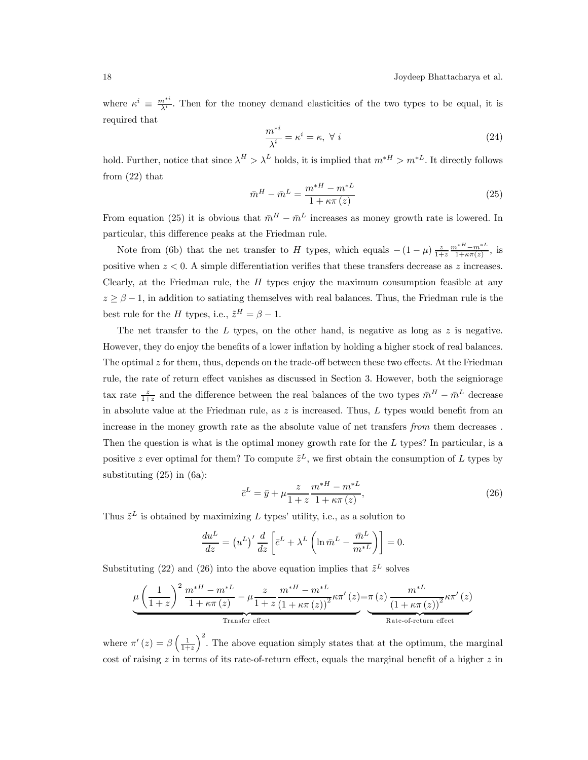where $\kappa^i \equiv \frac{m^{*i}}{\lambda^i}$. Then for the money demand elasticities of the two types to be equal, it is required that

$$\frac{m^{*i}}{\lambda^i} = \kappa^i = \kappa, \ \forall \ i \tag{24}$$

hold. Further, notice that since $\lambda^H > \lambda^L$ holds, it is implied that $m^{*H} > m^{*L}$. It directly follows from (22) that

$$\bar{m}^H - \bar{m}^L = \frac{m^{*H} - m^{*L}}{1 + \kappa\pi(z)} \tag{25}$$

From equation (25) it is obvious that $\bar{m}^H - \bar{m}^L$ increases as money growth rate is lowered. In particular, this difference peaks at the Friedman rule.

Note from (6b) that the net transfer to $H$ types, which equals $-(1-\mu)\frac{z}{1+z}\frac{m^{*H}-m^{*L}}{1+\kappa\pi(z)}$, is positive when $z < 0$. A simple differentiation verifies that these transfers decrease as $z$ increases. Clearly, at the Friedman rule, the $H$ types enjoy the maximum consumption feasible at any $z \geq \beta - 1$, in addition to satiating themselves with real balances. Thus, the Friedman rule is the best rule for the $H$ types, i.e., $\tilde{z}^H = \beta - 1$.

The net transfer to the $L$ types, on the other hand, is negative as long as $z$ is negative. However, they do enjoy the benefits of a lower inflation by holding a higher stock of real balances. The optimal $z$ for them, thus, depends on the trade-off between these two effects. At the Friedman rule, the rate of return effect vanishes as discussed in Section 3. However, both the seigniorage tax rate $\frac{z}{1+z}$ and the difference between the real balances of the two types $\bar{m}^H - \bar{m}^L$ decrease in absolute value at the Friedman rule, as $z$ is increased. Thus, $L$ types would benefit from an increase in the money growth rate as the absolute value of net transfers *from* them decreases . Then the question is what is the optimal money growth rate for the $L$ types? In particular, is a positive $z$ ever optimal for them? To compute $\tilde{z}^L$, we first obtain the consumption of $L$ types by substituting (25) in (6a):

$$\bar{c}^L = \bar{y} + \mu\frac{z}{1+z}\frac{m^{*H} - m^{*L}}{1 + \kappa\pi(z)}, \tag{26}$$

Thus $\tilde{z}^L$ is obtained by maximizing $L$ types' utility, i.e., as a solution to

$$\frac{du^L}{dz} = \left(u^L\right)'\frac{d}{dz}\left[\bar{c}^L + \lambda^L\left(\ln\bar{m}^L - \frac{\bar{m}^L}{m^{*L}}\right)\right] = 0.$$

Substituting (22) and (26) into the above equation implies that $\tilde{z}^L$ solves

$$\underbrace{\mu\left(\frac{1}{1+z}\right)^2\frac{m^{*H} - m^{*L}}{1 + \kappa\pi(z)} - \mu\frac{z}{1+z}\frac{m^{*H} - m^{*L}}{(1 + \kappa\pi(z))^2}\kappa\pi'(z)}_{\text{Transfer effect}} = \underbrace{\pi(z)\frac{m^{*L}}{(1 + \kappa\pi(z))^2}\kappa\pi'(z)}_{\text{Rate-of-return effect}}$$

where $\pi'(z) = \beta\left(\frac{1}{1+z}\right)^2$. The above equation simply states that at the optimum, the marginal cost of raising $z$ in terms of its rate-of-return effect, equals the marginal benefit of a higher $z$ in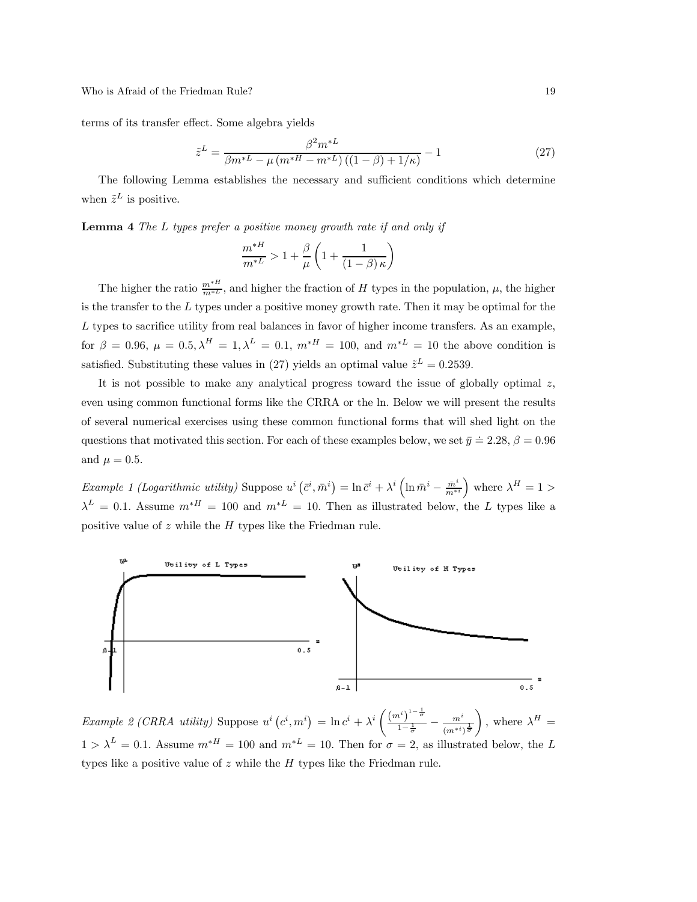terms of its transfer effect. Some algebra yields

$$\tilde{z}^L = \frac{\beta^2 m^{*L}}{\beta m^{*L} - \mu \left(m^{*H} - m^{*L}\right)\left((1-\beta) + 1/\kappa\right)} - 1 \tag{27}$$

The following Lemma establishes the necessary and sufficient conditions which determine when $\tilde{z}^L$ is positive.

**Lemma 4** *The L types prefer a positive money growth rate if and only if*

$$\frac{m^{*H}}{m^{*L}} > 1 + \frac{\beta}{\mu}\left(1 + \frac{1}{(1-\beta)\kappa}\right)$$

The higher the ratio $\frac{m^{*H}}{m^{*L}}$, and higher the fraction of $H$ types in the population, $\mu$, the higher is the transfer to the $L$ types under a positive money growth rate. Then it may be optimal for the $L$ types to sacrifice utility from real balances in favor of higher income transfers. As an example, for $\beta = 0.96$, $\mu = 0.5, \lambda^H = 1, \lambda^L = 0.1$, $m^{*H} = 100$, and $m^{*L} = 10$ the above condition is satisfied. Substituting these values in (27) yields an optimal value $\tilde{z}^L = 0.2539$.

It is not possible to make any analytical progress toward the issue of globally optimal $z$, even using common functional forms like the CRRA or the ln. Below we will present the results of several numerical exercises using these common functional forms that will shed light on the questions that motivated this section. For each of these examples below, we set $\bar{y} \doteq 2.28$, $\beta = 0.96$ and $\mu = 0.5$.

*Example 1 (Logarithmic utility)* Suppose $u^i\left(\bar{c}^i, \bar{m}^i\right) = \ln \bar{c}^i + \lambda^i\left(\ln \bar{m}^i - \frac{\bar{m}^i}{m^{*i}}\right)$ where $\lambda^H = 1 > \lambda^L = 0.1$. Assume $m^{*H} = 100$ and $m^{*L} = 10$. Then as illustrated below, the $L$ types like a positive value of $z$ while the $H$ types like the Friedman rule.

*Example 2 (CRRA utility)* Suppose $u^i\left(c^i, m^i\right) = \ln c^i + \lambda^i\left(\frac{\left(m^i\right)^{1-\frac{1}{\sigma}}}{1-\frac{1}{\sigma}} - \frac{m^i}{\left(m^{*i}\right)^{\frac{1}{\sigma}}}\right)$, where $\lambda^H = 1 > \lambda^L = 0.1$. Assume $m^{*H} = 100$ and $m^{*L} = 10$. Then for $\sigma = 2$, as illustrated below, the $L$ types like a positive value of $z$ while the $H$ types like the Friedman rule.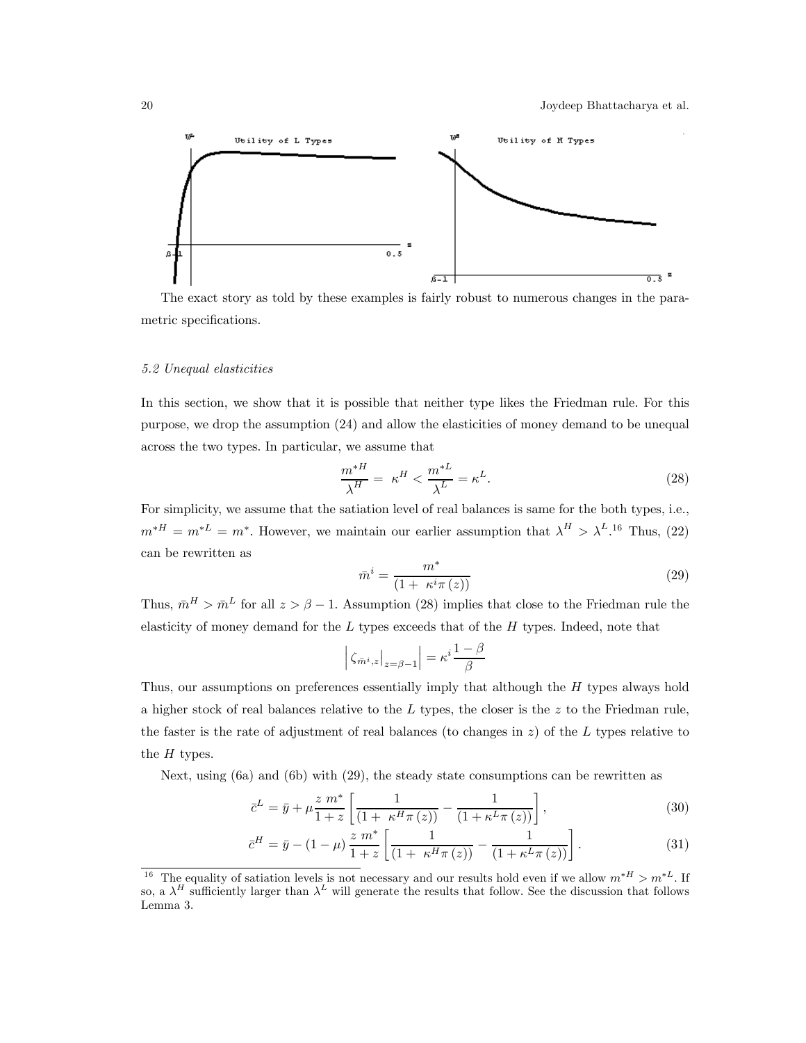The exact story as told by these examples is fairly robust to numerous changes in the parametric specifications.

### *5.2 Unequal elasticities*

In this section, we show that it is possible that neither type likes the Friedman rule. For this purpose, we drop the assumption (24) and allow the elasticities of money demand to be unequal across the two types. In particular, we assume that

$$\frac{m^{*H}}{\lambda^H} = \kappa^H < \frac{m^{*L}}{\lambda^L} = \kappa^L. \tag{28}$$

For simplicity, we assume that the satiation level of real balances is same for the both types, i.e., $m^{*H} = m^{*L} = m^*$. However, we maintain our earlier assumption that $\lambda^H > \lambda^L$.[16] Thus, (22) can be rewritten as

$$\bar{m}^i = \frac{m^*}{(1 + \kappa^i \pi(z))} \tag{29}$$

Thus, $\bar{m}^H > \bar{m}^L$ for all $z > \beta - 1$. Assumption (28) implies that close to the Friedman rule the elasticity of money demand for the $L$ types exceeds that of the $H$ types. Indeed, note that

$$\left| \zeta_{\bar{m}^i,z}\big|_{z=\beta-1} \right| = \kappa^i \frac{1-\beta}{\beta}$$

Thus, our assumptions on preferences essentially imply that although the $H$ types always hold a higher stock of real balances relative to the $L$ types, the closer is the $z$ to the Friedman rule, the faster is the rate of adjustment of real balances (to changes in $z$) of the $L$ types relative to the $H$ types.

Next, using (6a) and (6b) with (29), the steady state consumptions can be rewritten as

$$\bar{c}^L = \bar{y} + \mu \frac{z\ m^*}{1+z} \left[ \frac{1}{(1+\ \kappa^H \pi(z))} - \frac{1}{(1+\kappa^L \pi(z))} \right], \tag{30}$$

$$\bar{c}^H = \bar{y} - (1-\mu) \frac{z\ m^*}{1+z} \left[ \frac{1}{(1+\ \kappa^H \pi(z))} - \frac{1}{(1+\kappa^L \pi(z))} \right]. \tag{31}$$

[16] The equality of satiation levels is not necessary and our results hold even if we allow $m^{*H} > m^{*L}$. If so, a $\lambda^H$ sufficiently larger than $\lambda^L$ will generate the results that follow. See the discussion that follows Lemma 3.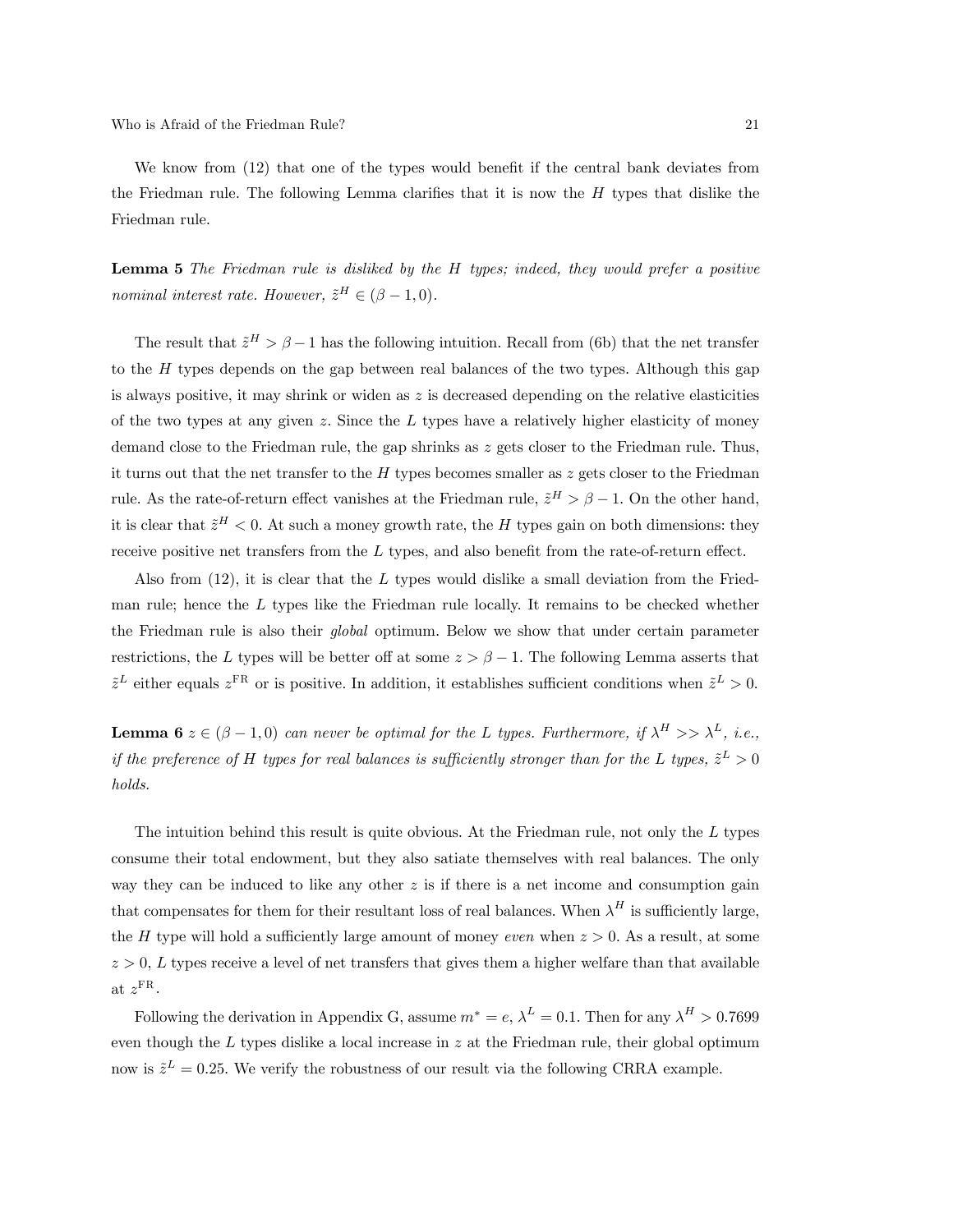We know from (12) that one of the types would benefit if the central bank deviates from the Friedman rule. The following Lemma clarifies that it is now the $H$ types that dislike the Friedman rule.

**Lemma 5** *The Friedman rule is disliked by the $H$ types; indeed, they would prefer a positive nominal interest rate. However, $\tilde{z}^H \in (\beta - 1, 0)$.*

The result that $\tilde{z}^H > \beta - 1$ has the following intuition. Recall from (6b) that the net transfer to the $H$ types depends on the gap between real balances of the two types. Although this gap is always positive, it may shrink or widen as $z$ is decreased depending on the relative elasticities of the two types at any given $z$. Since the $L$ types have a relatively higher elasticity of money demand close to the Friedman rule, the gap shrinks as $z$ gets closer to the Friedman rule. Thus, it turns out that the net transfer to the $H$ types becomes smaller as $z$ gets closer to the Friedman rule. As the rate-of-return effect vanishes at the Friedman rule, $\tilde{z}^H > \beta - 1$. On the other hand, it is clear that $\tilde{z}^H < 0$. At such a money growth rate, the $H$ types gain on both dimensions: they receive positive net transfers from the $L$ types, and also benefit from the rate-of-return effect.

Also from (12), it is clear that the $L$ types would dislike a small deviation from the Friedman rule; hence the $L$ types like the Friedman rule locally. It remains to be checked whether the Friedman rule is also their *global* optimum. Below we show that under certain parameter restrictions, the $L$ types will be better off at some $z > \beta - 1$. The following Lemma asserts that $\tilde{z}^L$ either equals $z^{\text{FR}}$ or is positive. In addition, it establishes sufficient conditions when $\tilde{z}^L > 0$.

**Lemma 6** *$z \in (\beta - 1, 0)$ can never be optimal for the $L$ types. Furthermore, if $\lambda^H >> \lambda^L$, i.e., if the preference of $H$ types for real balances is sufficiently stronger than for the $L$ types, $\tilde{z}^L > 0$ holds.*

The intuition behind this result is quite obvious. At the Friedman rule, not only the $L$ types consume their total endowment, but they also satiate themselves with real balances. The only way they can be induced to like any other $z$ is if there is a net income and consumption gain that compensates for them for their resultant loss of real balances. When $\lambda^H$ is sufficiently large, the $H$ type will hold a sufficiently large amount of money *even* when $z > 0$. As a result, at some $z > 0$, $L$ types receive a level of net transfers that gives them a higher welfare than that available at $z^{\text{FR}}$.

Following the derivation in Appendix G, assume $m^* = e$, $\lambda^L = 0.1$. Then for any $\lambda^H > 0.7699$ even though the $L$ types dislike a local increase in $z$ at the Friedman rule, their global optimum now is $\tilde{z}^L = 0.25$. We verify the robustness of our result via the following CRRA example.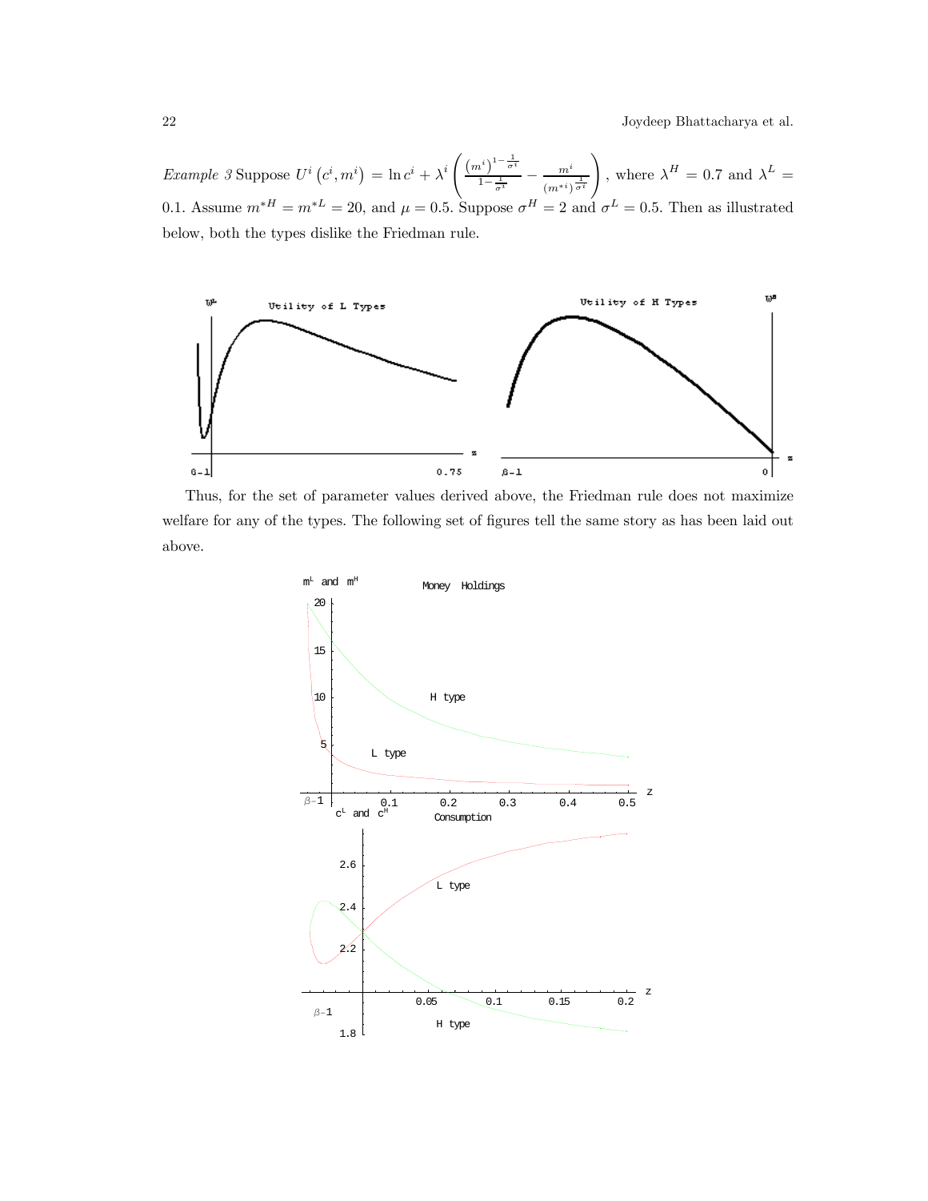*Example 3* Suppose $U^i\left(c^i, m^i\right) = \ln c^i + \lambda^i \left( \frac{\left(m^i\right)^{1-\frac{1}{\sigma^i}}}{1-\frac{1}{\sigma^i}} - \frac{m^i}{\left(m^{*i}\right)^{\frac{1}{\sigma^i}}} \right)$, where $\lambda^H = 0.7$ and $\lambda^L = 0.1$. Assume $m^{*H} = m^{*L} = 20$, and $\mu = 0.5$. Suppose $\sigma^H = 2$ and $\sigma^L = 0.5$. Then as illustrated below, both the types dislike the Friedman rule.

Thus, for the set of parameter values derived above, the Friedman rule does not maximize welfare for any of the types. The following set of figures tell the same story as has been laid out above.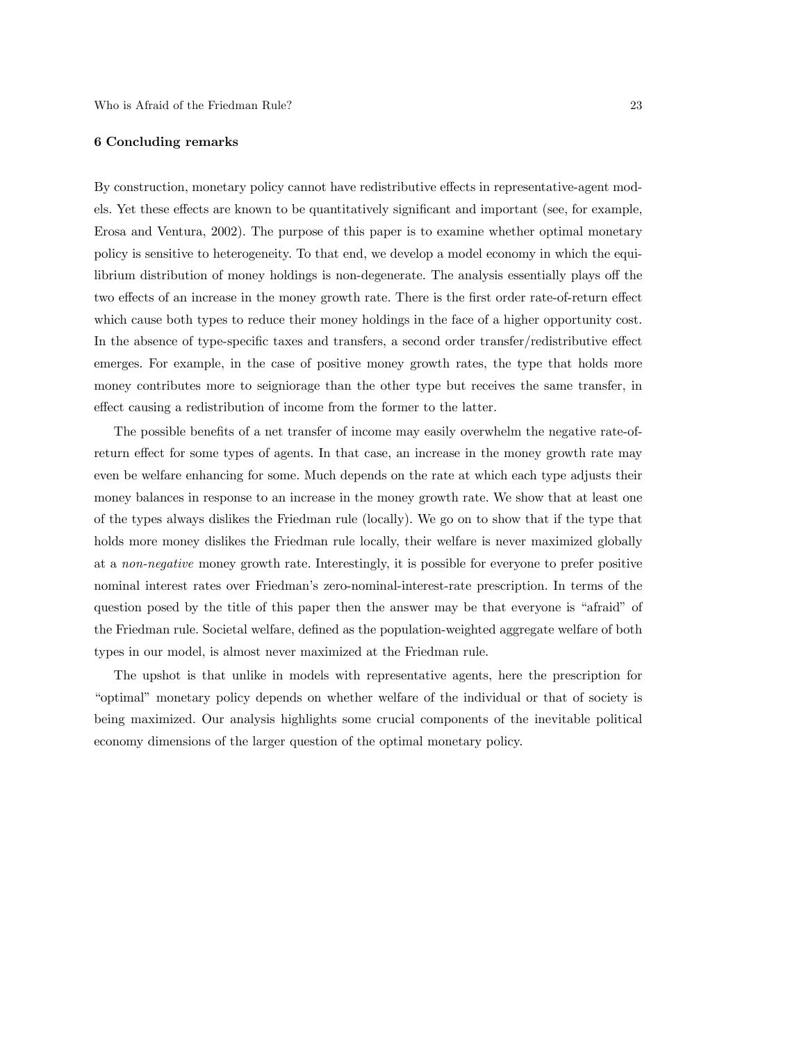## 6 Concluding remarks

By construction, monetary policy cannot have redistributive effects in representative-agent models. Yet these effects are known to be quantitatively significant and important (see, for example, Erosa and Ventura, 2002). The purpose of this paper is to examine whether optimal monetary policy is sensitive to heterogeneity. To that end, we develop a model economy in which the equilibrium distribution of money holdings is non-degenerate. The analysis essentially plays off the two effects of an increase in the money growth rate. There is the first order rate-of-return effect which cause both types to reduce their money holdings in the face of a higher opportunity cost. In the absence of type-specific taxes and transfers, a second order transfer/redistributive effect emerges. For example, in the case of positive money growth rates, the type that holds more money contributes more to seigniorage than the other type but receives the same transfer, in effect causing a redistribution of income from the former to the latter.

The possible benefits of a net transfer of income may easily overwhelm the negative rate-of-return effect for some types of agents. In that case, an increase in the money growth rate may even be welfare enhancing for some. Much depends on the rate at which each type adjusts their money balances in response to an increase in the money growth rate. We show that at least one of the types always dislikes the Friedman rule (locally). We go on to show that if the type that holds more money dislikes the Friedman rule locally, their welfare is never maximized globally at a *non-negative* money growth rate. Interestingly, it is possible for everyone to prefer positive nominal interest rates over Friedman's zero-nominal-interest-rate prescription. In terms of the question posed by the title of this paper then the answer may be that everyone is "afraid" of the Friedman rule. Societal welfare, defined as the population-weighted aggregate welfare of both types in our model, is almost never maximized at the Friedman rule.

The upshot is that unlike in models with representative agents, here the prescription for "optimal" monetary policy depends on whether welfare of the individual or that of society is being maximized. Our analysis highlights some crucial components of the inevitable political economy dimensions of the larger question of the optimal monetary policy.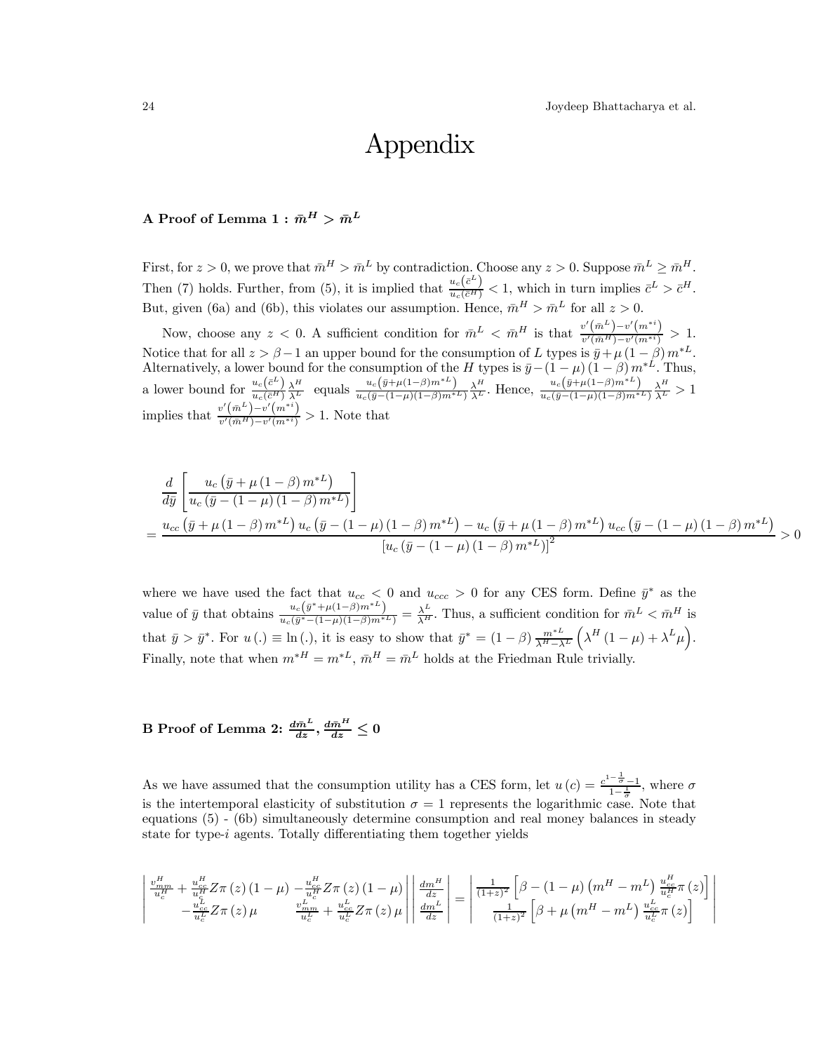# Appendix

## A Proof of Lemma 1 : $\bar{m}^H > \bar{m}^L$

First, for $z > 0$, we prove that $\bar{m}^H > \bar{m}^L$ by contradiction. Choose any $z > 0$. Suppose $\bar{m}^L \geq \bar{m}^H$. Then (7) holds. Further, from (5), it is implied that $\frac{u_c(\bar{c}^L)}{u_c(\bar{c}^H)} < 1$, which in turn implies $\bar{c}^L > \bar{c}^H$. But, given (6a) and (6b), this violates our assumption. Hence, $\bar{m}^H > \bar{m}^L$ for all $z > 0$.

Now, choose any $z < 0$. A sufficient condition for $\bar{m}^L < \bar{m}^H$ is that $\frac{v'(\bar{m}^L) - v'(m^{*i})}{v'(\bar{m}^H) - v'(m^{*i})} > 1$. Notice that for all $z > \beta - 1$ an upper bound for the consumption of $L$ types is $\bar{y} + \mu(1-\beta)m^{*L}$. Alternatively, a lower bound for the consumption of the $H$ types is $\bar{y} - (1-\mu)(1-\beta)m^{*L}$. Thus, a lower bound for $\frac{u_c(\bar{c}^L)}{u_c(\bar{c}^H)}\frac{\lambda^H}{\lambda^L}$ equals $\frac{u_c(\bar{y}+\mu(1-\beta)m^{*L})}{u_c(\bar{y}-(1-\mu)(1-\beta)m^{*L})}\frac{\lambda^H}{\lambda^L}$. Hence, $\frac{u_c(\bar{y}+\mu(1-\beta)m^{*L})}{u_c(\bar{y}-(1-\mu)(1-\beta)m^{*L})}\frac{\lambda^H}{\lambda^L} > 1$ implies that $\frac{v'(\bar{m}^L) - v'(m^{*i})}{v'(\bar{m}^H) - v'(m^{*i})} > 1$. Note that

$$
\begin{aligned}
&\frac{d}{d\bar{y}}\left[\frac{u_c\left(\bar{y}+\mu(1-\beta)m^{*L}\right)}{u_c\left(\bar{y}-(1-\mu)(1-\beta)m^{*L}\right)}\right] \\
&= \frac{u_{cc}\left(\bar{y}+\mu(1-\beta)m^{*L}\right)u_c\left(\bar{y}-(1-\mu)(1-\beta)m^{*L}\right) - u_c\left(\bar{y}+\mu(1-\beta)m^{*L}\right)u_{cc}\left(\bar{y}-(1-\mu)(1-\beta)m^{*L}\right)}{\left[u_c\left(\bar{y}-(1-\mu)(1-\beta)m^{*L}\right)\right]^2} > 0
\end{aligned}
$$

where we have used the fact that $u_{cc} < 0$ and $u_{ccc} > 0$ for any CES form. Define $\bar{y}^*$ as the value of $\bar{y}$ that obtains $\frac{u_c(\bar{y}^*+\mu(1-\beta)m^{*L})}{u_c(\bar{y}^*-(1-\mu)(1-\beta)m^{*L})} = \frac{\lambda^L}{\lambda^H}$. Thus, a sufficient condition for $\bar{m}^L < \bar{m}^H$ is that $\bar{y} > \bar{y}^*$. For $u(.) \equiv \ln(.)$, it is easy to show that $\bar{y}^* = (1-\beta)\frac{m^{*L}}{\lambda^H - \lambda^L}\left(\lambda^H(1-\mu) + \lambda^L\mu\right)$. Finally, note that when $m^{*H} = m^{*L}$, $\bar{m}^H = \bar{m}^L$ holds at the Friedman Rule trivially.

## B Proof of Lemma 2: $\frac{d\bar{m}^L}{dz}, \frac{d\bar{m}^H}{dz} \leq 0$

As we have assumed that the consumption utility has a CES form, let $u(c) = \frac{c^{1-\frac{1}{\sigma}}-1}{1-\frac{1}{\sigma}}$, where $\sigma$ is the intertemporal elasticity of substitution $\sigma = 1$ represents the logarithmic case. Note that equations (5) - (6b) simultaneously determine consumption and real money balances in steady state for type-$i$ agents. Totally differentiating them together yields

$$
\begin{vmatrix}
\frac{v^H_{mm}}{u^H_c} + \frac{u^H_{cc}}{u^H_c}Z\pi(z)(1-\mu) & -\frac{u^H_{cc}}{u^H_c}Z\pi(z)(1-\mu) \\
-\frac{u^L_{cc}}{u^L_c}Z\pi(z)\mu & \frac{v^L_{mm}}{u^L_c} + \frac{u^L_{cc}}{u^L_c}Z\pi(z)\mu
\end{vmatrix}
\begin{vmatrix}
\frac{dm^H}{dz} \\
\frac{dm^L}{dz}
\end{vmatrix}
=
\begin{vmatrix}
\frac{1}{(1+z)^2}\left[\beta - (1-\mu)\left(m^H - m^L\right)\frac{u^H_{cc}}{u^H_c}\pi(z)\right] \\
\frac{1}{(1+z)^2}\left[\beta + \mu\left(m^H - m^L\right)\frac{u^L_{cc}}{u^L_c}\pi(z)\right]
\end{vmatrix}
$$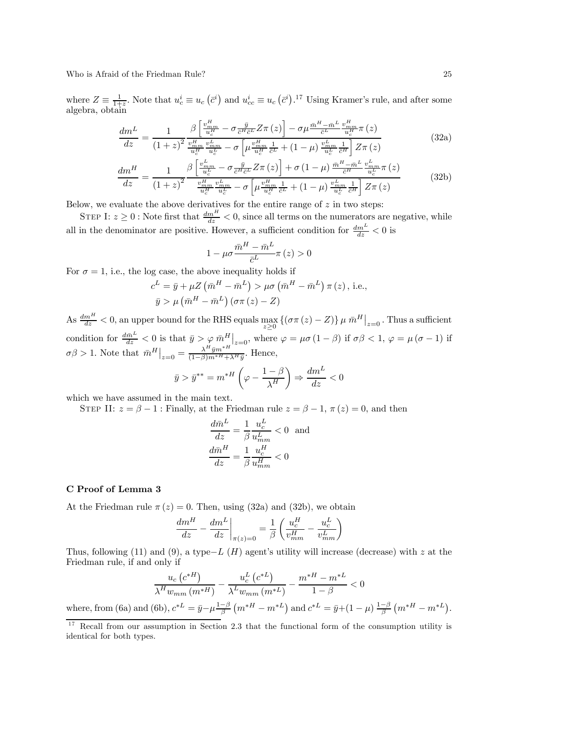where $Z \equiv \frac{1}{1+z}$. Note that $u_c^i \equiv u_c\left(\bar{c}^i\right)$ and $u_{cc}^i \equiv u_c\left(\bar{c}^i\right)$.[17] Using Kramer's rule, and after some algebra, obtain

$$\frac{dm^L}{dz} = \frac{1}{(1+z)^2} \frac{\beta\left[\frac{v_{mm}^H}{u_c^H} - \sigma\frac{\bar{y}}{\bar{c}^H\bar{c}^L}Z\pi(z)\right] - \sigma\mu\frac{\bar{m}^H - \bar{m}^L}{\bar{c}^L}\frac{v_{mm}^H}{u_c^H}\pi(z)}{\frac{v_{mm}^H}{u_c^H}\frac{v_{mm}^L}{u_c^L} - \sigma\left[\mu\frac{v_{mm}^H}{u_c^H}\frac{1}{\bar{c}^L} + (1-\mu)\frac{v_{mm}^L}{u_c^L}\frac{1}{\bar{c}^H}\right]Z\pi(z)} \tag{32a}$$

$$\frac{dm^H}{dz} = \frac{1}{(1+z)^2} \frac{\beta\left[\frac{v_{mm}^L}{u_c^L} - \sigma\frac{\bar{y}}{\bar{c}^H\bar{c}^L}Z\pi(z)\right] + \sigma(1-\mu)\frac{\bar{m}^H - \bar{m}^L}{\bar{c}^H}\frac{v_{mm}^L}{u_c^L}\pi(z)}{\frac{v_{mm}^H}{u_c^H}\frac{v_{mm}^L}{u_c^L} - \sigma\left[\mu\frac{v_{mm}^H}{u_c^H}\frac{1}{\bar{c}^L} + (1-\mu)\frac{v_{mm}^L}{u_c^L}\frac{1}{\bar{c}^H}\right]Z\pi(z)} \tag{32b}$$

Below, we evaluate the above derivatives for the entire range of $z$ in two steps:

Step I: $z \geq 0$ : Note first that $\frac{dm^H}{dz} < 0$, since all terms on the numerators are negative, while all in the denominator are positive. However, a sufficient condition for $\frac{dm^L}{dz} < 0$ is

$$1 - \mu\sigma\frac{\bar{m}^H - \bar{m}^L}{\bar{c}^L}\pi(z) > 0$$

For $\sigma = 1$, i.e., the log case, the above inequality holds if

$$c^L = \bar{y} + \mu Z\left(\bar{m}^H - \bar{m}^L\right) > \mu\sigma\left(\bar{m}^H - \bar{m}^L\right)\pi(z), \text{ i.e.,}$$
$$\bar{y} > \mu\left(\bar{m}^H - \bar{m}^L\right)\left(\sigma\pi(z) - Z\right)$$

As $\frac{dm^H}{dz} < 0$, an upper bound for the RHS equals $\max_{z\geq 0}\left\{(\sigma\pi(z) - Z)\right\}\mu\left.\bar{m}^H\right|_{z=0}$. Thus a sufficient condition for $\frac{d\bar{m}^L}{dz} < 0$ is that $\bar{y} > \varphi\left.\bar{m}^H\right|_{z=0}$, where $\varphi = \mu\sigma(1-\beta)$ if $\sigma\beta < 1$, $\varphi = \mu(\sigma - 1)$ if $\sigma\beta > 1$. Note that $\left.\bar{m}^H\right|_{z=0} = \frac{\lambda^H\bar{y}m^{*H}}{(1-\beta)m^{*H} + \lambda^H\bar{y}}$. Hence,

$$\bar{y} > \bar{y}^{**} = m^{*H}\left(\varphi - \frac{1-\beta}{\lambda^H}\right) \Rightarrow \frac{dm^L}{dz} < 0$$

which we have assumed in the main text.

Step II: $z = \beta - 1$ : Finally, at the Friedman rule $z = \beta - 1$, $\pi(z) = 0$, and then

$$\frac{d\bar{m}^L}{dz} = \frac{1}{\beta}\frac{u_c^L}{u_{mm}^L} < 0 \quad \text{and}$$
$$\frac{d\bar{m}^H}{dz} = \frac{1}{\beta}\frac{u_c^H}{u_{mm}^H} < 0$$

## C Proof of Lemma 3

At the Friedman rule $\pi(z) = 0$. Then, using (32a) and (32b), we obtain

$$\left.\frac{dm^H}{dz} - \frac{dm^L}{dz}\right|_{\pi(z)=0} = \frac{1}{\beta}\left(\frac{u_c^H}{v_{mm}^H} - \frac{u_c^L}{v_{mm}^L}\right)$$

Thus, following (11) and (9), a type$-L$ ($H$) agent's utility will increase (decrease) with $z$ at the Friedman rule, if and only if

$$\frac{u_c\left(c^{*H}\right)}{\lambda^H w_{mm}\left(m^{*H}\right)} - \frac{u_c^L\left(c^{*L}\right)}{\lambda^L w_{mm}\left(m^{*L}\right)} - \frac{m^{*H} - m^{*L}}{1-\beta} < 0$$

where, from (6a) and (6b), $c^{*L} = \bar{y} - \mu\frac{1-\beta}{\beta}\left(m^{*H} - m^{*L}\right)$ and $c^{*L} = \bar{y} + (1-\mu)\frac{1-\beta}{\beta}\left(m^{*H} - m^{*L}\right)$.

[17] Recall from our assumption in Section 2.3 that the functional form of the consumption utility is identical for both types.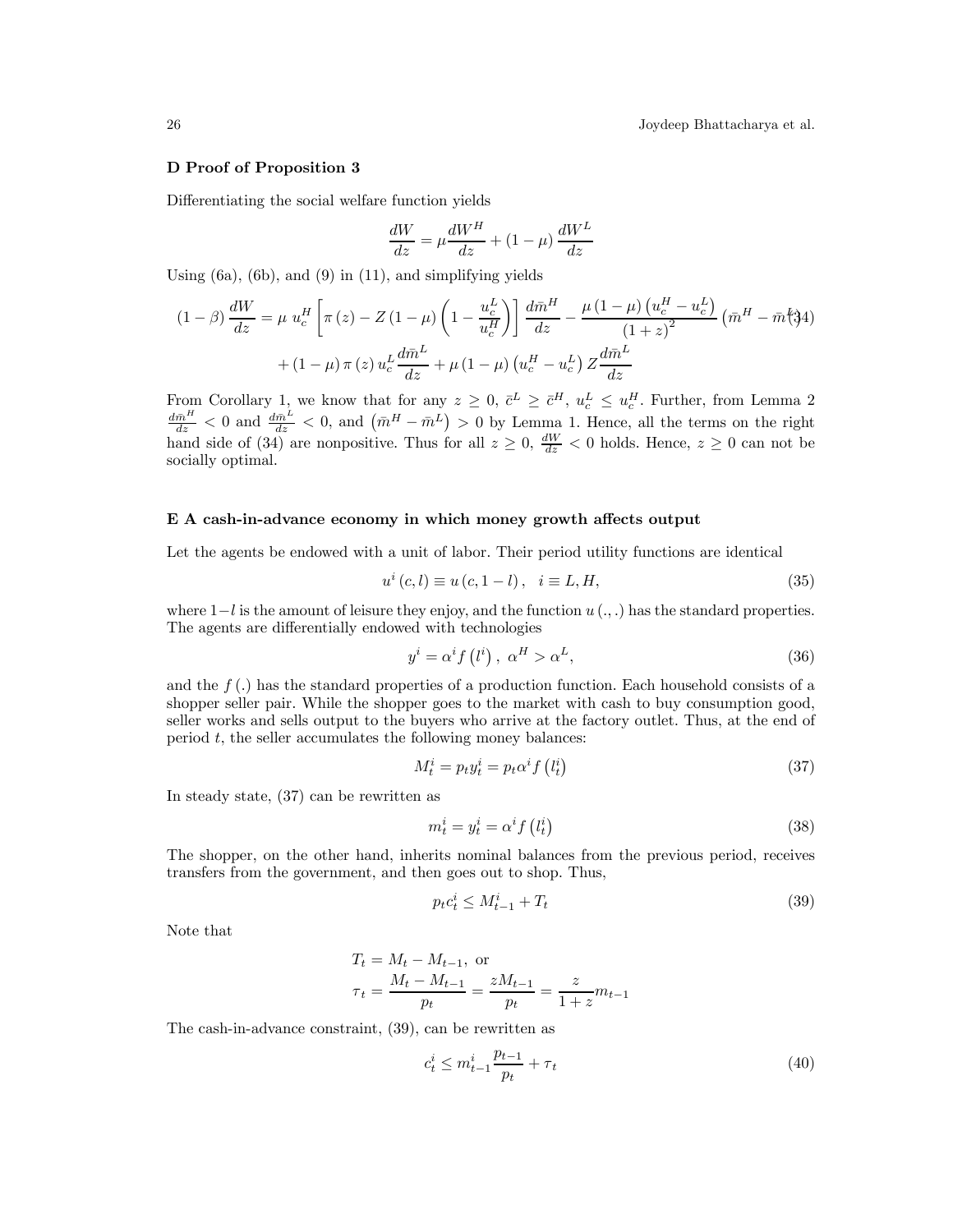### D Proof of Proposition 3

Differentiating the social welfare function yields

$$\frac{dW}{dz} = \mu \frac{dW^H}{dz} + (1-\mu)\frac{dW^L}{dz}$$

Using (6a), (6b), and (9) in (11), and simplifying yields

$$\begin{aligned}(1-\beta)\frac{dW}{dz} = {} & \mu\, u_c^H \left[\pi(z) - Z(1-\mu)\left(1 - \frac{u_c^L}{u_c^H}\right)\right]\frac{d\bar{m}^H}{dz} - \frac{\mu(1-\mu)\left(u_c^H - u_c^L\right)}{(1+z)^2}\left(\bar{m}^H - \bar{m}^L\right) \\ & + (1-\mu)\,\pi(z)\, u_c^L \frac{d\bar{m}^L}{dz} + \mu(1-\mu)\left(u_c^H - u_c^L\right) Z \frac{d\bar{m}^L}{dz}\end{aligned} \tag{34}$$

From Corollary 1, we know that for any $z \geq 0$, $\bar{c}^L \geq \bar{c}^H$, $u_c^L \leq u_c^H$. Further, from Lemma 2 $\frac{d\bar{m}^H}{dz} < 0$ and $\frac{d\bar{m}^L}{dz} < 0$, and $\left(\bar{m}^H - \bar{m}^L\right) > 0$ by Lemma 1. Hence, all the terms on the right hand side of (34) are nonpositive. Thus for all $z \geq 0$, $\frac{dW}{dz} < 0$ holds. Hence, $z \geq 0$ can not be socially optimal.

### E A cash-in-advance economy in which money growth affects output

Let the agents be endowed with a unit of labor. Their period utility functions are identical

$$u^i(c,l) \equiv u(c, 1-l), \quad i \equiv L, H, \tag{35}$$

where $1-l$ is the amount of leisure they enjoy, and the function $u(.,.)$ has the standard properties. The agents are differentially endowed with technologies

$$y^i = \alpha^i f\left(l^i\right), \; \alpha^H > \alpha^L, \tag{36}$$

and the $f(.)$ has the standard properties of a production function. Each household consists of a shopper seller pair. While the shopper goes to the market with cash to buy consumption good, seller works and sells output to the buyers who arrive at the factory outlet. Thus, at the end of period $t$, the seller accumulates the following money balances:

$$M_t^i = p_t y_t^i = p_t \alpha^i f\left(l_t^i\right) \tag{37}$$

In steady state, (37) can be rewritten as

$$m_t^i = y_t^i = \alpha^i f\left(l_t^i\right) \tag{38}$$

The shopper, on the other hand, inherits nominal balances from the previous period, receives transfers from the government, and then goes out to shop. Thus,

$$p_t c_t^i \leq M_{t-1}^i + T_t \tag{39}$$

Note that

$$\begin{aligned} T_t &= M_t - M_{t-1}, \text{ or} \\ \tau_t &= \frac{M_t - M_{t-1}}{p_t} = \frac{z M_{t-1}}{p_t} = \frac{z}{1+z} m_{t-1} \end{aligned}$$

The cash-in-advance constraint, (39), can be rewritten as

$$c_t^i \leq m_{t-1}^i \frac{p_{t-1}}{p_t} + \tau_t \tag{40}$$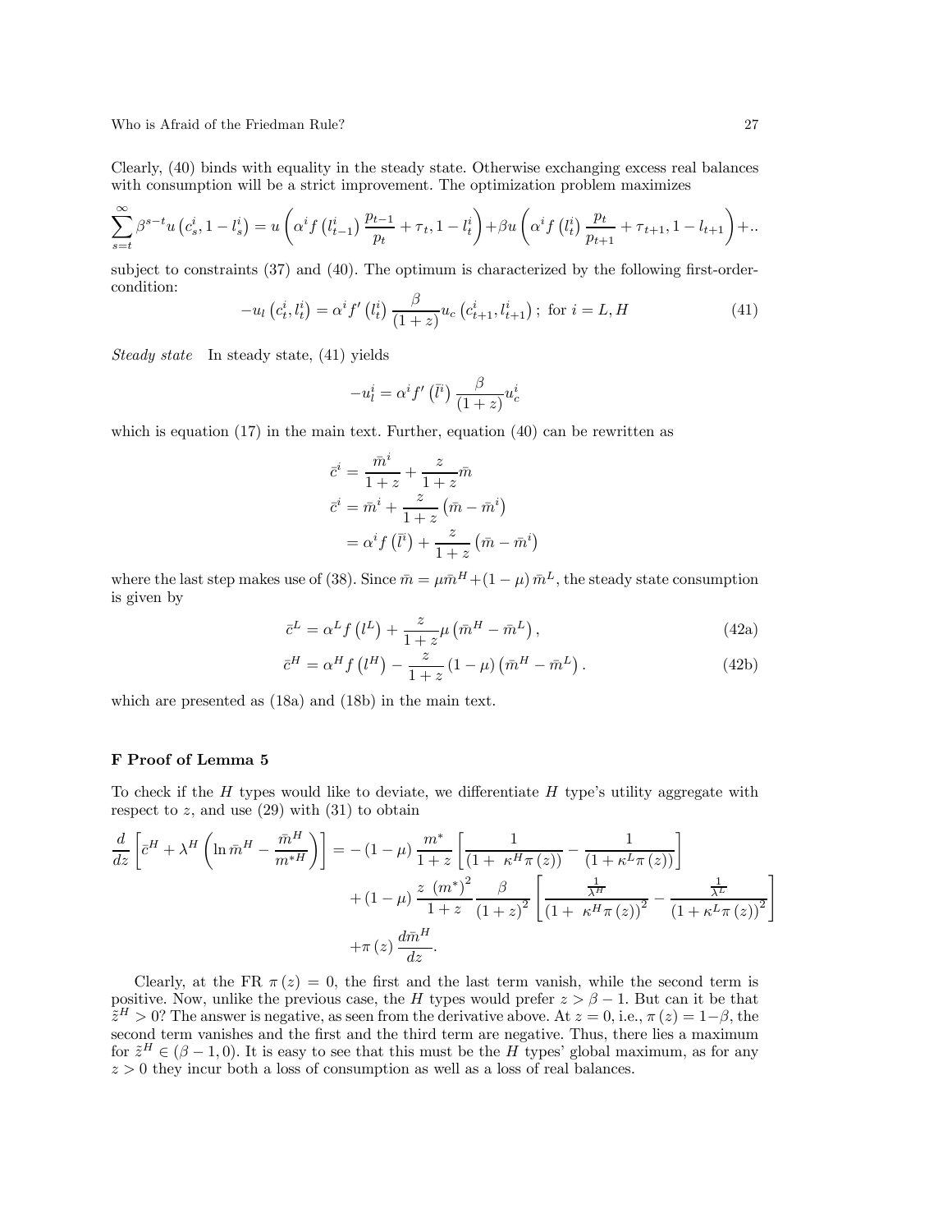Clearly, (40) binds with equality in the steady state. Otherwise exchanging excess real balances with consumption will be a strict improvement. The optimization problem maximizes

$$\sum_{s=t}^{\infty} \beta^{s-t} u\left(c_s^i, 1-l_s^i\right) = u\left(\alpha^i f\left(l_{t-1}^i\right) \frac{p_{t-1}}{p_t} + \tau_t, 1-l_t^i\right) + \beta u\left(\alpha^i f\left(l_t^i\right) \frac{p_t}{p_{t+1}} + \tau_{t+1}, 1-l_{t+1}\right) + ..$$

subject to constraints (37) and (40). The optimum is characterized by the following first-order-condition:

$$-u_l\left(c_t^i, l_t^i\right) = \alpha^i f'\left(l_t^i\right) \frac{\beta}{(1+z)} u_c\left(c_{t+1}^i, l_{t+1}^i\right); \text{ for } i = L, H \tag{41}$$

*Steady state* In steady state, (41) yields

$$-u_l^i = \alpha^i f'\left(\bar{l}^i\right) \frac{\beta}{(1+z)} u_c^i$$

which is equation (17) in the main text. Further, equation (40) can be rewritten as

$$\begin{aligned}
\bar{c}^i &= \frac{\bar{m}^i}{1+z} + \frac{z}{1+z}\bar{m} \\
\bar{c}^i &= \bar{m}^i + \frac{z}{1+z}\left(\bar{m} - \bar{m}^i\right) \\
&= \alpha^i f\left(\bar{l}^i\right) + \frac{z}{1+z}\left(\bar{m} - \bar{m}^i\right)
\end{aligned}$$

where the last step makes use of (38). Since $\bar{m} = \mu \bar{m}^H + (1-\mu)\bar{m}^L$, the steady state consumption is given by

$$\bar{c}^L = \alpha^L f\left(l^L\right) + \frac{z}{1+z}\mu\left(\bar{m}^H - \bar{m}^L\right), \tag{42a}$$

$$\bar{c}^H = \alpha^H f\left(l^H\right) - \frac{z}{1+z}(1-\mu)\left(\bar{m}^H - \bar{m}^L\right). \tag{42b}$$

which are presented as (18a) and (18b) in the main text.

## F Proof of Lemma 5

To check if the $H$ types would like to deviate, we differentiate $H$ type's utility aggregate with respect to $z$, and use (29) with (31) to obtain

$$\begin{aligned}
\frac{d}{dz}\left[\bar{c}^H + \lambda^H\left(\ln \bar{m}^H - \frac{\bar{m}^H}{m^{*H}}\right)\right] = &-(1-\mu)\frac{m^*}{1+z}\left[\frac{1}{(1+\kappa^H \pi(z))} - \frac{1}{(1+\kappa^L \pi(z))}\right] \\
&+ (1-\mu)\frac{z\,(m^*)^2}{1+z}\frac{\beta}{(1+z)^2}\left[\frac{\frac{1}{\lambda^H}}{(1+\kappa^H\pi(z))^2} - \frac{\frac{1}{\lambda^L}}{(1+\kappa^L\pi(z))^2}\right] \\
&+ \pi(z)\frac{d\bar{m}^H}{dz}.
\end{aligned}$$

Clearly, at the FR $\pi(z) = 0$, the first and the last term vanish, while the second term is positive. Now, unlike the previous case, the $H$ types would prefer $z > \beta - 1$. But can it be that $\tilde{z}^H > 0$? The answer is negative, as seen from the derivative above. At $z = 0$, i.e., $\pi(z) = 1-\beta$, the second term vanishes and the first and the third term are negative. Thus, there lies a maximum for $\tilde{z}^H \in (\beta - 1, 0)$. It is easy to see that this must be the $H$ types' global maximum, as for any $z > 0$ they incur both a loss of consumption as well as a loss of real balances.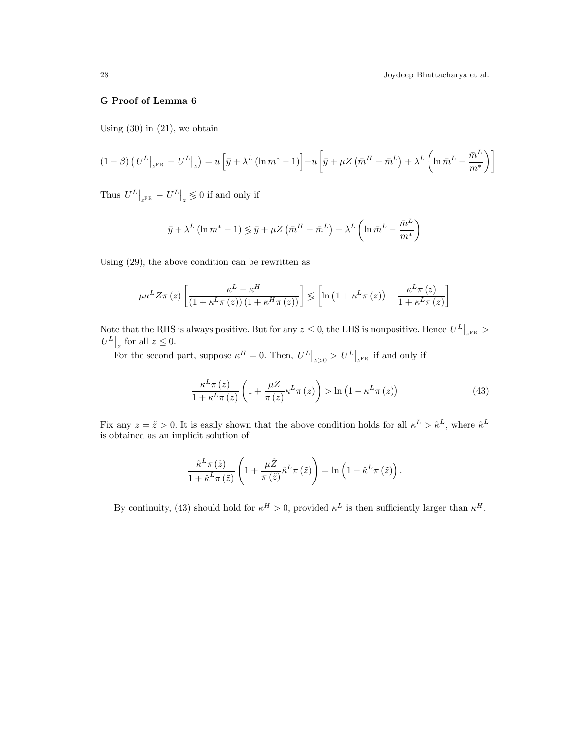### G Proof of Lemma 6

Using (30) in (21), we obtain

$$(1-\beta)\left(U^L\big|_{z^{\mathrm{FR}}} - U^L\big|_z\right) = u\left[\bar{y} + \lambda^L\left(\ln m^* - 1\right)\right] - u\left[\bar{y} + \mu Z\left(\bar{m}^H - \bar{m}^L\right) + \lambda^L\left(\ln \bar{m}^L - \frac{\bar{m}^L}{m^*}\right)\right]$$

Thus $U^L\big|_{z^{\mathrm{FR}}} - U^L\big|_z \lesseqgtr 0$ if and only if

$$\bar{y} + \lambda^L\left(\ln m^* - 1\right) \lesseqgtr \bar{y} + \mu Z\left(\bar{m}^H - \bar{m}^L\right) + \lambda^L\left(\ln \bar{m}^L - \frac{\bar{m}^L}{m^*}\right)$$

Using (29), the above condition can be rewritten as

$$\mu \kappa^L Z \pi(z)\left[\frac{\kappa^L - \kappa^H}{\left(1+\kappa^L \pi(z)\right)\left(1+\kappa^H \pi(z)\right)}\right] \lesseqgtr \left[\ln\left(1+\kappa^L \pi(z)\right) - \frac{\kappa^L \pi(z)}{1+\kappa^L \pi(z)}\right]$$

Note that the RHS is always positive. But for any $z \leq 0$, the LHS is nonpositive. Hence $U^L\big|_{z^{\mathrm{FR}}} > U^L\big|_z$ for all $z \leq 0$.

For the second part, suppose $\kappa^H = 0$. Then, $U^L\big|_{z>0} > U^L\big|_{z^{\mathrm{FR}}}$ if and only if

$$\frac{\kappa^L \pi(z)}{1+\kappa^L \pi(z)}\left(1 + \frac{\mu Z}{\pi(z)}\kappa^L \pi(z)\right) > \ln\left(1+\kappa^L \pi(z)\right) \tag{43}$$

Fix any $z = \tilde{z} > 0$. It is easily shown that the above condition holds for all $\kappa^L > \hat{\kappa}^L$, where $\hat{\kappa}^L$ is obtained as an implicit solution of

$$\frac{\hat{\kappa}^L \pi(\tilde{z})}{1+\hat{\kappa}^L \pi(\tilde{z})}\left(1 + \frac{\mu \tilde{Z}}{\pi(\tilde{z})}\hat{\kappa}^L \pi(\tilde{z})\right) = \ln\left(1+\hat{\kappa}^L \pi(\tilde{z})\right).$$

By continuity, (43) should hold for $\kappa^H > 0$, provided $\kappa^L$ is then sufficiently larger than $\kappa^H$.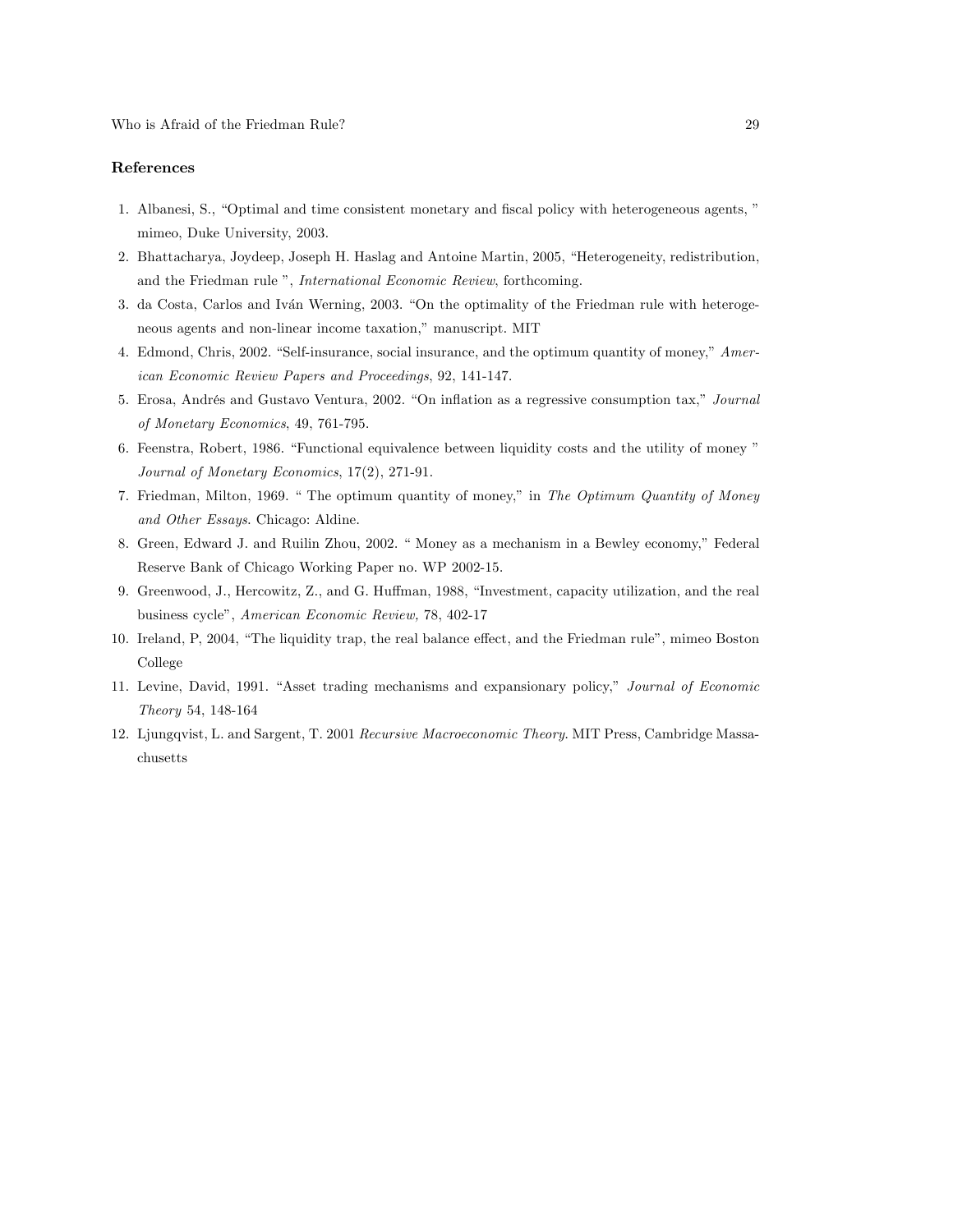## References

1. Albanesi, S., "Optimal and time consistent monetary and fiscal policy with heterogeneous agents, " mimeo, Duke University, 2003.
2. Bhattacharya, Joydeep, Joseph H. Haslag and Antoine Martin, 2005, "Heterogeneity, redistribution, and the Friedman rule ", *International Economic Review*, forthcoming.
3. da Costa, Carlos and Iván Werning, 2003. "On the optimality of the Friedman rule with heterogeneous agents and non-linear income taxation," manuscript. MIT
4. Edmond, Chris, 2002. "Self-insurance, social insurance, and the optimum quantity of money," *American Economic Review Papers and Proceedings*, 92, 141-147.
5. Erosa, Andrés and Gustavo Ventura, 2002. "On inflation as a regressive consumption tax," *Journal of Monetary Economics*, 49, 761-795.
6. Feenstra, Robert, 1986. "Functional equivalence between liquidity costs and the utility of money " *Journal of Monetary Economics*, 17(2), 271-91.
7. Friedman, Milton, 1969. " The optimum quantity of money," in *The Optimum Quantity of Money and Other Essays*. Chicago: Aldine.
8. Green, Edward J. and Ruilin Zhou, 2002. " Money as a mechanism in a Bewley economy," Federal Reserve Bank of Chicago Working Paper no. WP 2002-15.
9. Greenwood, J., Hercowitz, Z., and G. Huffman, 1988, "Investment, capacity utilization, and the real business cycle", *American Economic Review,* 78, 402-17
10. Ireland, P, 2004, "The liquidity trap, the real balance effect, and the Friedman rule", mimeo Boston College
11. Levine, David, 1991. "Asset trading mechanisms and expansionary policy," *Journal of Economic Theory* 54, 148-164
12. Ljungqvist, L. and Sargent, T. 2001 *Recursive Macroeconomic Theory*. MIT Press, Cambridge Massachusetts